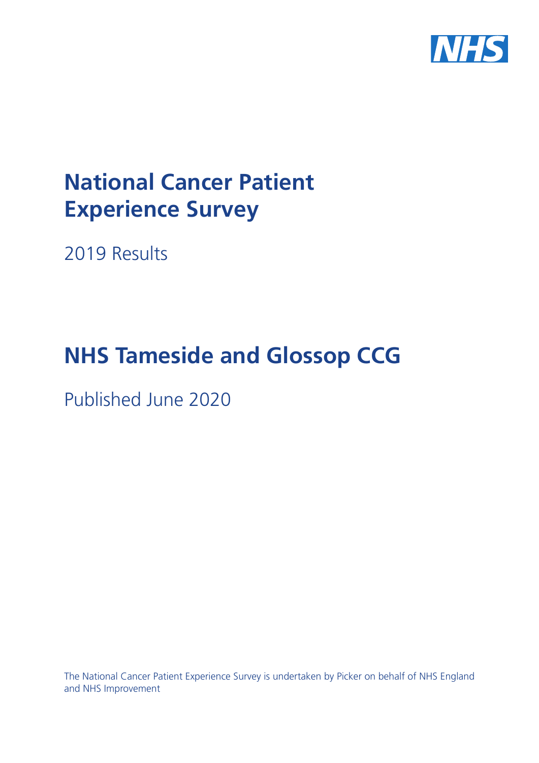# National Cancer Patient Experience Survey

2019 Results

# NHS Tameside and Glossop CCG

Published June 2020

The National Cancer Patient Experience Survey is undertaken by Picker on behalf of NHS England and NHS Improvement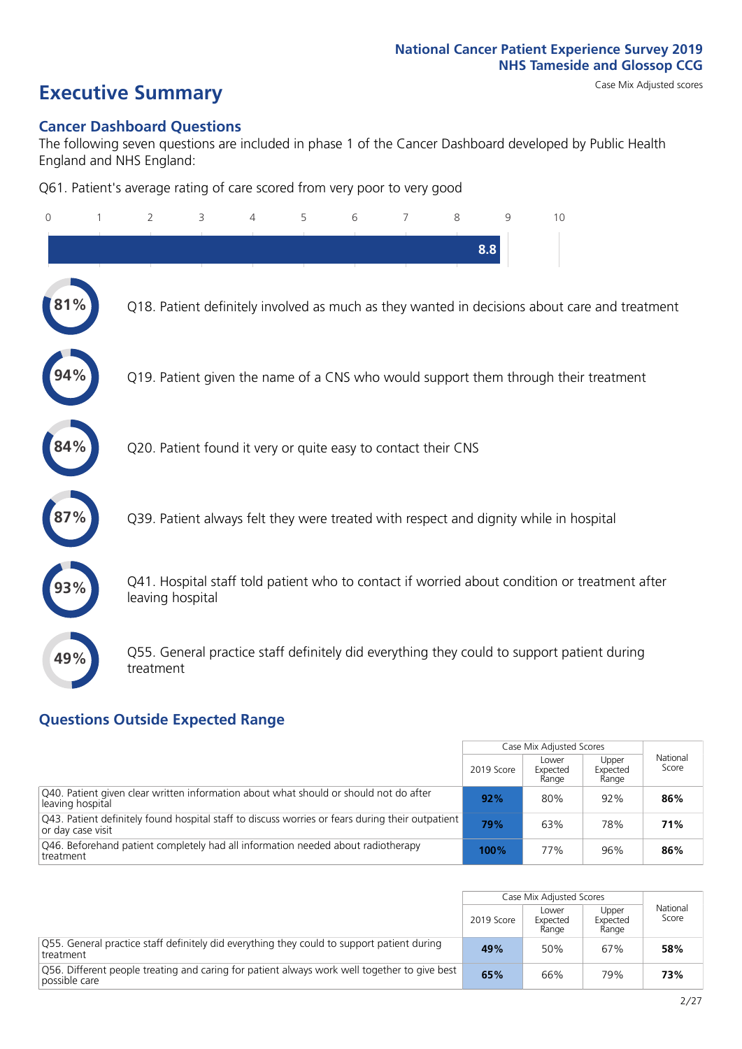National Cancer Patient Experience Survey 2019
NHS Tameside and Glossop CCG

# Executive Summary

Case Mix Adjusted scores

## Cancer Dashboard Questions

The following seven questions are included in phase 1 of the Cancer Dashboard developed by Public Health England and NHS England:

Q61. Patient's average rating of care scored from very poor to very good

8.8

81% Q18. Patient definitely involved as much as they wanted in decisions about care and treatment

94% Q19. Patient given the name of a CNS who would support them through their treatment

84% Q20. Patient found it very or quite easy to contact their CNS

87% Q39. Patient always felt they were treated with respect and dignity while in hospital

93% Q41. Hospital staff told patient who to contact if worried about condition or treatment after leaving hospital

49% Q55. General practice staff definitely did everything they could to support patient during treatment

## Questions Outside Expected Range

| | Case Mix Adjusted Scores | | | National Score |
|---|---|---|---|---|
| | 2019 Score | Lower Expected Range | Upper Expected Range | |
| Q40. Patient given clear written information about what should or should not do after leaving hospital | **92%** | 80% | 92% | **86%** |
| Q43. Patient definitely found hospital staff to discuss worries or fears during their outpatient or day case visit | **79%** | 63% | 78% | **71%** |
| Q46. Beforehand patient completely had all information needed about radiotherapy treatment | **100%** | 77% | 96% | **86%** |

| | Case Mix Adjusted Scores | | | National Score |
|---|---|---|---|---|
| | 2019 Score | Lower Expected Range | Upper Expected Range | |
| Q55. General practice staff definitely did everything they could to support patient during treatment | **49%** | 50% | 67% | **58%** |
| Q56. Different people treating and caring for patient always work well together to give best possible care | **65%** | 66% | 79% | **73%** |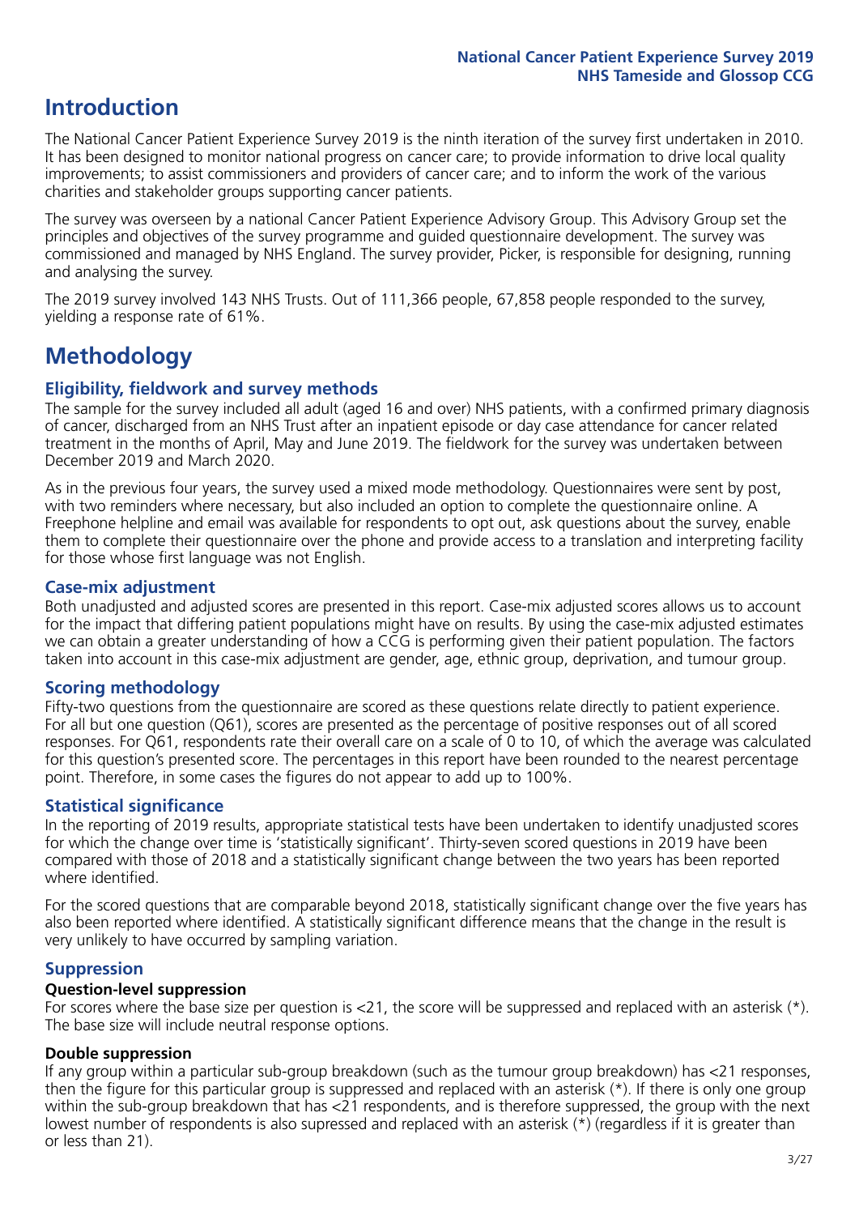# Introduction

The National Cancer Patient Experience Survey 2019 is the ninth iteration of the survey first undertaken in 2010. It has been designed to monitor national progress on cancer care; to provide information to drive local quality improvements; to assist commissioners and providers of cancer care; and to inform the work of the various charities and stakeholder groups supporting cancer patients.

The survey was overseen by a national Cancer Patient Experience Advisory Group. This Advisory Group set the principles and objectives of the survey programme and guided questionnaire development. The survey was commissioned and managed by NHS England. The survey provider, Picker, is responsible for designing, running and analysing the survey.

The 2019 survey involved 143 NHS Trusts. Out of 111,366 people, 67,858 people responded to the survey, yielding a response rate of 61%.

# Methodology

## Eligibility, fieldwork and survey methods

The sample for the survey included all adult (aged 16 and over) NHS patients, with a confirmed primary diagnosis of cancer, discharged from an NHS Trust after an inpatient episode or day case attendance for cancer related treatment in the months of April, May and June 2019. The fieldwork for the survey was undertaken between December 2019 and March 2020.

As in the previous four years, the survey used a mixed mode methodology. Questionnaires were sent by post, with two reminders where necessary, but also included an option to complete the questionnaire online. A Freephone helpline and email was available for respondents to opt out, ask questions about the survey, enable them to complete their questionnaire over the phone and provide access to a translation and interpreting facility for those whose first language was not English.

## Case-mix adjustment

Both unadjusted and adjusted scores are presented in this report. Case-mix adjusted scores allows us to account for the impact that differing patient populations might have on results. By using the case-mix adjusted estimates we can obtain a greater understanding of how a CCG is performing given their patient population. The factors taken into account in this case-mix adjustment are gender, age, ethnic group, deprivation, and tumour group.

## Scoring methodology

Fifty-two questions from the questionnaire are scored as these questions relate directly to patient experience. For all but one question (Q61), scores are presented as the percentage of positive responses out of all scored responses. For Q61, respondents rate their overall care on a scale of 0 to 10, of which the average was calculated for this question's presented score. The percentages in this report have been rounded to the nearest percentage point. Therefore, in some cases the figures do not appear to add up to 100%.

## Statistical significance

In the reporting of 2019 results, appropriate statistical tests have been undertaken to identify unadjusted scores for which the change over time is 'statistically significant'. Thirty-seven scored questions in 2019 have been compared with those of 2018 and a statistically significant change between the two years has been reported where identified.

For the scored questions that are comparable beyond 2018, statistically significant change over the five years has also been reported where identified. A statistically significant difference means that the change in the result is very unlikely to have occurred by sampling variation.

## Suppression

### Question-level suppression

For scores where the base size per question is <21, the score will be suppressed and replaced with an asterisk (*). The base size will include neutral response options.

### Double suppression

If any group within a particular sub-group breakdown (such as the tumour group breakdown) has <21 responses, then the figure for this particular group is suppressed and replaced with an asterisk (*). If there is only one group within the sub-group breakdown that has <21 respondents, and is therefore suppressed, the group with the next lowest number of respondents is also supressed and replaced with an asterisk (*) (regardless if it is greater than or less than 21).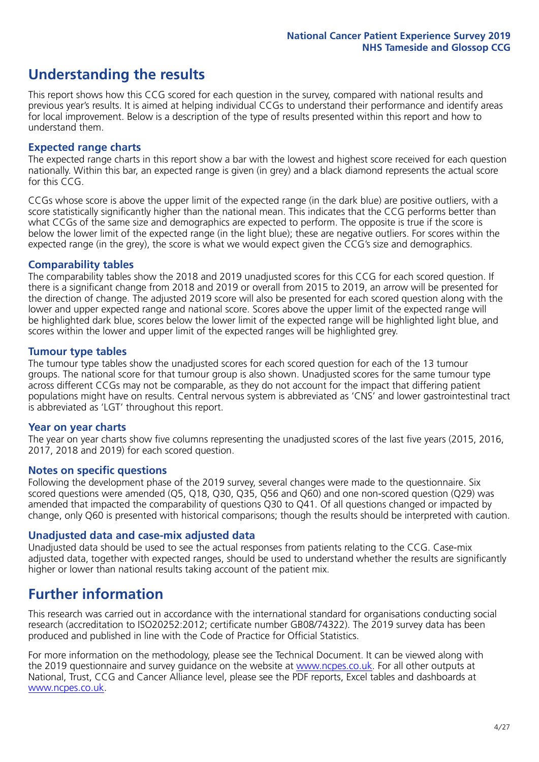# Understanding the results

This report shows how this CCG scored for each question in the survey, compared with national results and previous year's results. It is aimed at helping individual CCGs to understand their performance and identify areas for local improvement. Below is a description of the type of results presented within this report and how to understand them.

## Expected range charts

The expected range charts in this report show a bar with the lowest and highest score received for each question nationally. Within this bar, an expected range is given (in grey) and a black diamond represents the actual score for this CCG.

CCGs whose score is above the upper limit of the expected range (in the dark blue) are positive outliers, with a score statistically significantly higher than the national mean. This indicates that the CCG performs better than what CCGs of the same size and demographics are expected to perform. The opposite is true if the score is below the lower limit of the expected range (in the light blue); these are negative outliers. For scores within the expected range (in the grey), the score is what we would expect given the CCG's size and demographics.

## Comparability tables

The comparability tables show the 2018 and 2019 unadjusted scores for this CCG for each scored question. If there is a significant change from 2018 and 2019 or overall from 2015 to 2019, an arrow will be presented for the direction of change. The adjusted 2019 score will also be presented for each scored question along with the lower and upper expected range and national score. Scores above the upper limit of the expected range will be highlighted dark blue, scores below the lower limit of the expected range will be highlighted light blue, and scores within the lower and upper limit of the expected ranges will be highlighted grey.

## Tumour type tables

The tumour type tables show the unadjusted scores for each scored question for each of the 13 tumour groups. The national score for that tumour group is also shown. Unadjusted scores for the same tumour type across different CCGs may not be comparable, as they do not account for the impact that differing patient populations might have on results. Central nervous system is abbreviated as 'CNS' and lower gastrointestinal tract is abbreviated as 'LGT' throughout this report.

## Year on year charts

The year on year charts show five columns representing the unadjusted scores of the last five years (2015, 2016, 2017, 2018 and 2019) for each scored question.

## Notes on specific questions

Following the development phase of the 2019 survey, several changes were made to the questionnaire. Six scored questions were amended (Q5, Q18, Q30, Q35, Q56 and Q60) and one non-scored question (Q29) was amended that impacted the comparability of questions Q30 to Q41. Of all questions changed or impacted by change, only Q60 is presented with historical comparisons; though the results should be interpreted with caution.

## Unadjusted data and case-mix adjusted data

Unadjusted data should be used to see the actual responses from patients relating to the CCG. Case-mix adjusted data, together with expected ranges, should be used to understand whether the results are significantly higher or lower than national results taking account of the patient mix.

# Further information

This research was carried out in accordance with the international standard for organisations conducting social research (accreditation to ISO20252:2012; certificate number GB08/74322). The 2019 survey data has been produced and published in line with the Code of Practice for Official Statistics.

For more information on the methodology, please see the Technical Document. It can be viewed along with the 2019 questionnaire and survey guidance on the website at www.ncpes.co.uk. For all other outputs at National, Trust, CCG and Cancer Alliance level, please see the PDF reports, Excel tables and dashboards at www.ncpes.co.uk.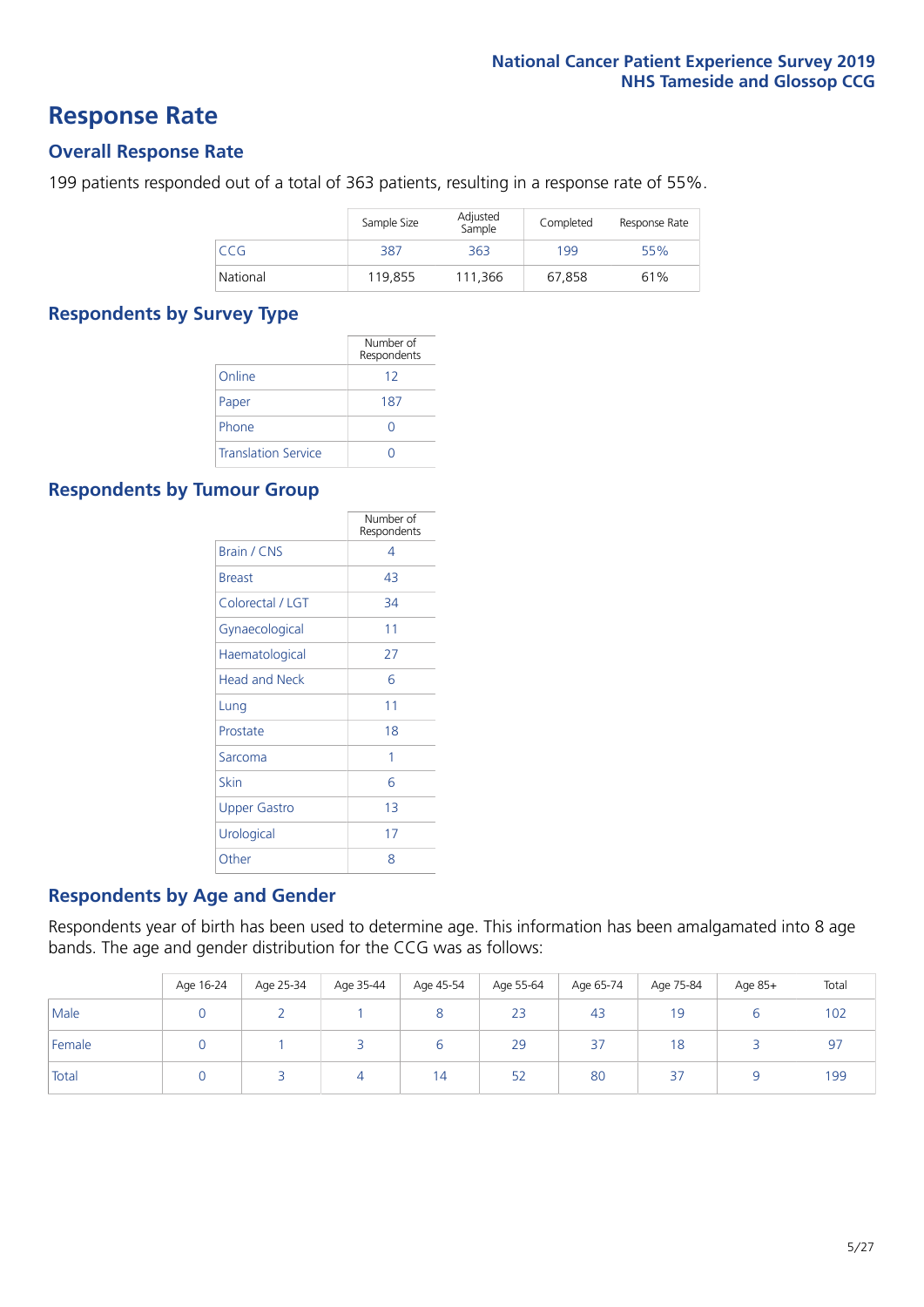# Response Rate

## Overall Response Rate

199 patients responded out of a total of 363 patients, resulting in a response rate of 55%.

| | Sample Size | Adjusted Sample | Completed | Response Rate |
|---|---|---|---|---|
| CCG | 387 | 363 | 199 | 55% |
| National | 119,855 | 111,366 | 67,858 | 61% |

## Respondents by Survey Type

| | Number of Respondents |
|---|---|
| Online | 12 |
| Paper | 187 |
| Phone | 0 |
| Translation Service | 0 |

## Respondents by Tumour Group

| | Number of Respondents |
|---|---|
| Brain / CNS | 4 |
| Breast | 43 |
| Colorectal / LGT | 34 |
| Gynaecological | 11 |
| Haematological | 27 |
| Head and Neck | 6 |
| Lung | 11 |
| Prostate | 18 |
| Sarcoma | 1 |
| Skin | 6 |
| Upper Gastro | 13 |
| Urological | 17 |
| Other | 8 |

## Respondents by Age and Gender

Respondents year of birth has been used to determine age. This information has been amalgamated into 8 age bands. The age and gender distribution for the CCG was as follows:

| | Age 16-24 | Age 25-34 | Age 35-44 | Age 45-54 | Age 55-64 | Age 65-74 | Age 75-84 | Age 85+ | Total |
|---|---|---|---|---|---|---|---|---|---|
| Male | 0 | 2 | 1 | 8 | 23 | 43 | 19 | 6 | 102 |
| Female | 0 | 1 | 3 | 6 | 29 | 37 | 18 | 3 | 97 |
| Total | 0 | 3 | 4 | 14 | 52 | 80 | 37 | 9 | 199 |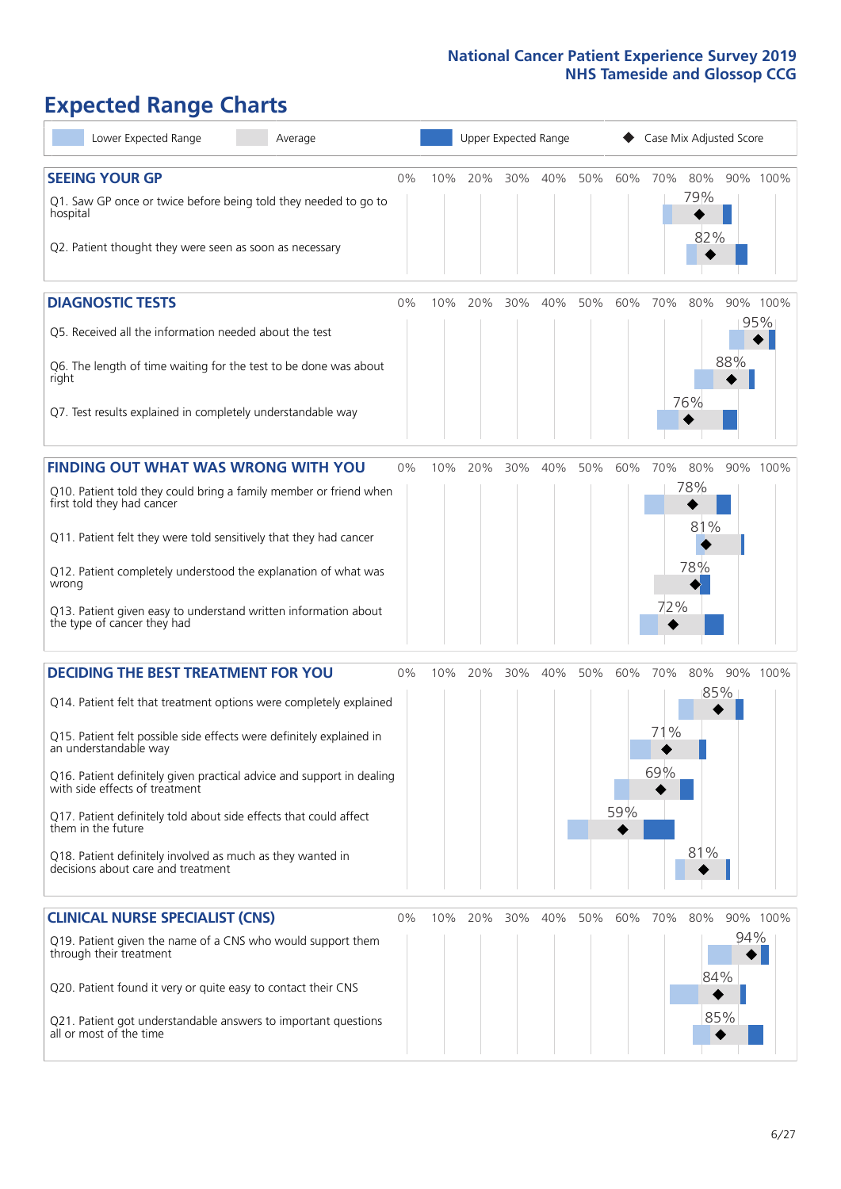# Expected Range Charts

Legend: Lower Expected Range | Average | Upper Expected Range | Case Mix Adjusted Score

## SEEING YOUR GP

| Question | Case Mix Adjusted Score |
|---|---|
| Q1. Saw GP once or twice before being told they needed to go to hospital | 79% |
| Q2. Patient thought they were seen as soon as necessary | 82% |

## DIAGNOSTIC TESTS

| Question | Case Mix Adjusted Score |
|---|---|
| Q5. Received all the information needed about the test | 95% |
| Q6. The length of time waiting for the test to be done was about right | 88% |
| Q7. Test results explained in completely understandable way | 76% |

## FINDING OUT WHAT WAS WRONG WITH YOU

| Question | Case Mix Adjusted Score |
|---|---|
| Q10. Patient told they could bring a family member or friend when first told they had cancer | 78% |
| Q11. Patient felt they were told sensitively that they had cancer | 81% |
| Q12. Patient completely understood the explanation of what was wrong | 78% |
| Q13. Patient given easy to understand written information about the type of cancer they had | 72% |

## DECIDING THE BEST TREATMENT FOR YOU

| Question | Case Mix Adjusted Score |
|---|---|
| Q14. Patient felt that treatment options were completely explained | 85% |
| Q15. Patient felt possible side effects were definitely explained in an understandable way | 71% |
| Q16. Patient definitely given practical advice and support in dealing with side effects of treatment | 69% |
| Q17. Patient definitely told about side effects that could affect them in the future | 59% |
| Q18. Patient definitely involved as much as they wanted in decisions about care and treatment | 81% |

## CLINICAL NURSE SPECIALIST (CNS)

| Question | Case Mix Adjusted Score |
|---|---|
| Q19. Patient given the name of a CNS who would support them through their treatment | 94% |
| Q20. Patient found it very or quite easy to contact their CNS | 84% |
| Q21. Patient got understandable answers to important questions all or most of the time | 85% |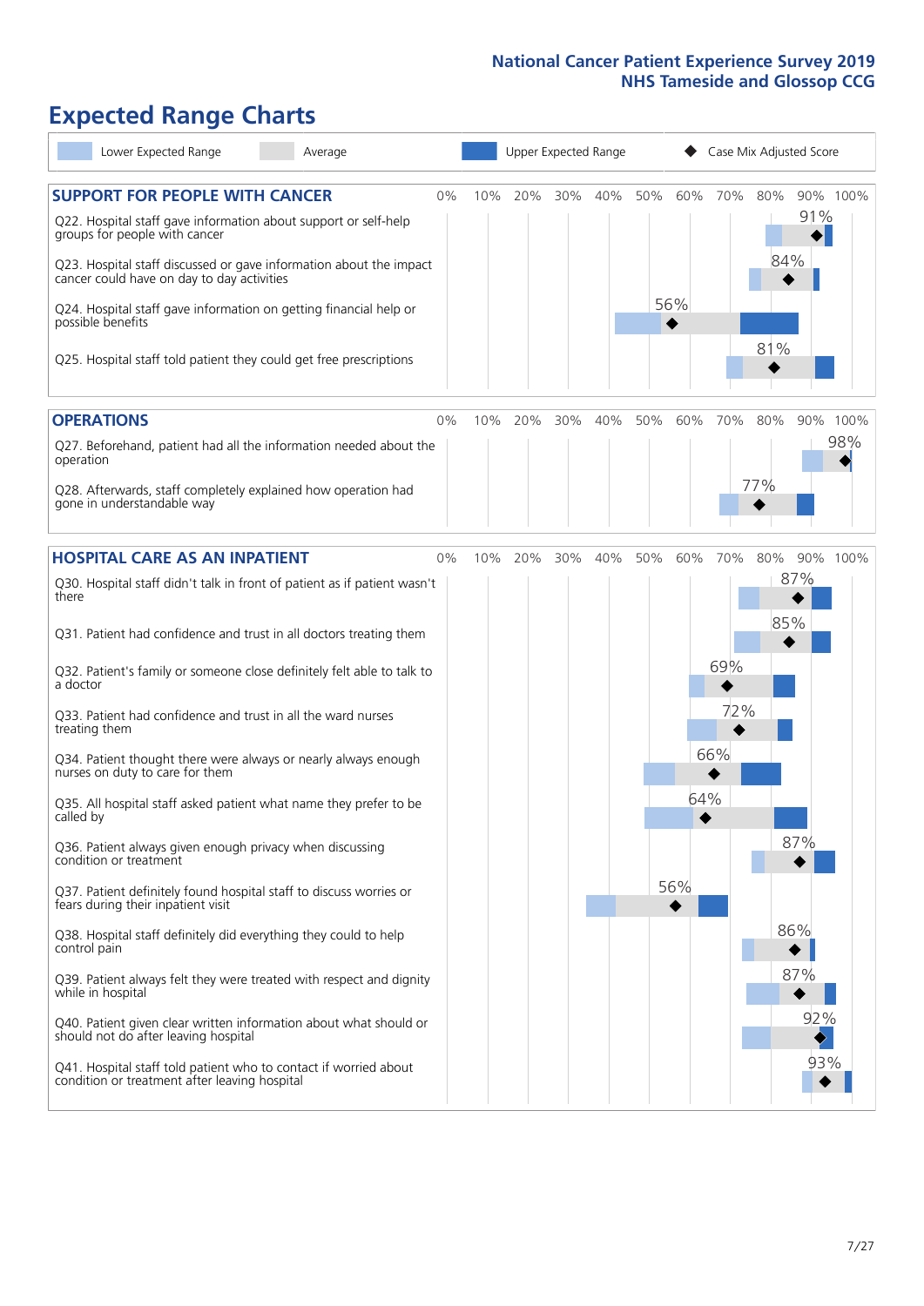# Expected Range Charts

Lower Expected Range | Average | Upper Expected Range | Case Mix Adjusted Score

## SUPPORT FOR PEOPLE WITH CANCER

| Question | Case Mix Adjusted Score |
|---|---|
| Q22. Hospital staff gave information about support or self-help groups for people with cancer | 91% |
| Q23. Hospital staff discussed or gave information about the impact cancer could have on day to day activities | 84% |
| Q24. Hospital staff gave information on getting financial help or possible benefits | 56% |
| Q25. Hospital staff told patient they could get free prescriptions | 81% |

## OPERATIONS

| Question | Case Mix Adjusted Score |
|---|---|
| Q27. Beforehand, patient had all the information needed about the operation | 98% |
| Q28. Afterwards, staff completely explained how operation had gone in understandable way | 77% |

## HOSPITAL CARE AS AN INPATIENT

| Question | Case Mix Adjusted Score |
|---|---|
| Q30. Hospital staff didn't talk in front of patient as if patient wasn't there | 87% |
| Q31. Patient had confidence and trust in all doctors treating them | 85% |
| Q32. Patient's family or someone close definitely felt able to talk to a doctor | 69% |
| Q33. Patient had confidence and trust in all the ward nurses treating them | 72% |
| Q34. Patient thought there were always or nearly always enough nurses on duty to care for them | 66% |
| Q35. All hospital staff asked patient what name they prefer to be called by | 64% |
| Q36. Patient always given enough privacy when discussing condition or treatment | 87% |
| Q37. Patient definitely found hospital staff to discuss worries or fears during their inpatient visit | 56% |
| Q38. Hospital staff definitely did everything they could to help control pain | 86% |
| Q39. Patient always felt they were treated with respect and dignity while in hospital | 87% |
| Q40. Patient given clear written information about what should or should not do after leaving hospital | 92% |
| Q41. Hospital staff told patient who to contact if worried about condition or treatment after leaving hospital | 93% |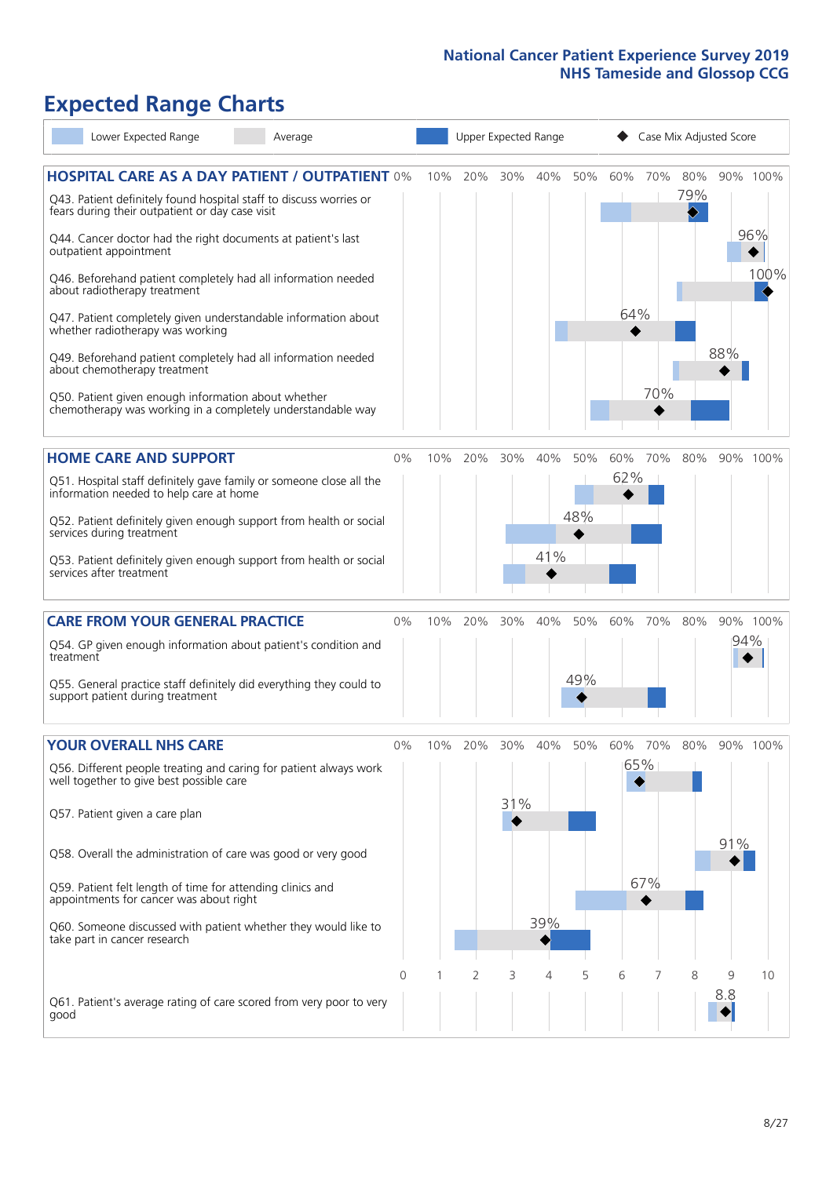# Expected Range Charts

Lower Expected Range | Average | Upper Expected Range | Case Mix Adjusted Score

## HOSPITAL CARE AS A DAY PATIENT / OUTPATIENT

| Question | Case Mix Adjusted Score |
|---|---|
| Q43. Patient definitely found hospital staff to discuss worries or fears during their outpatient or day case visit | 79% |
| Q44. Cancer doctor had the right documents at patient's last outpatient appointment | 96% |
| Q46. Beforehand patient completely had all information needed about radiotherapy treatment | 100% |
| Q47. Patient completely given understandable information about whether radiotherapy was working | 64% |
| Q49. Beforehand patient completely had all information needed about chemotherapy treatment | 88% |
| Q50. Patient given enough information about whether chemotherapy was working in a completely understandable way | 70% |

## HOME CARE AND SUPPORT

| Question | Case Mix Adjusted Score |
|---|---|
| Q51. Hospital staff definitely gave family or someone close all the information needed to help care at home | 62% |
| Q52. Patient definitely given enough support from health or social services during treatment | 48% |
| Q53. Patient definitely given enough support from health or social services after treatment | 41% |

## CARE FROM YOUR GENERAL PRACTICE

| Question | Case Mix Adjusted Score |
|---|---|
| Q54. GP given enough information about patient's condition and treatment | 94% |
| Q55. General practice staff definitely did everything they could to support patient during treatment | 49% |

## YOUR OVERALL NHS CARE

| Question | Case Mix Adjusted Score |
|---|---|
| Q56. Different people treating and caring for patient always work well together to give best possible care | 65% |
| Q57. Patient given a care plan | 31% |
| Q58. Overall the administration of care was good or very good | 91% |
| Q59. Patient felt length of time for attending clinics and appointments for cancer was about right | 67% |
| Q60. Someone discussed with patient whether they would like to take part in cancer research | 39% |
| Q61. Patient's average rating of care scored from very poor to very good (scale 0–10) | 8.8 |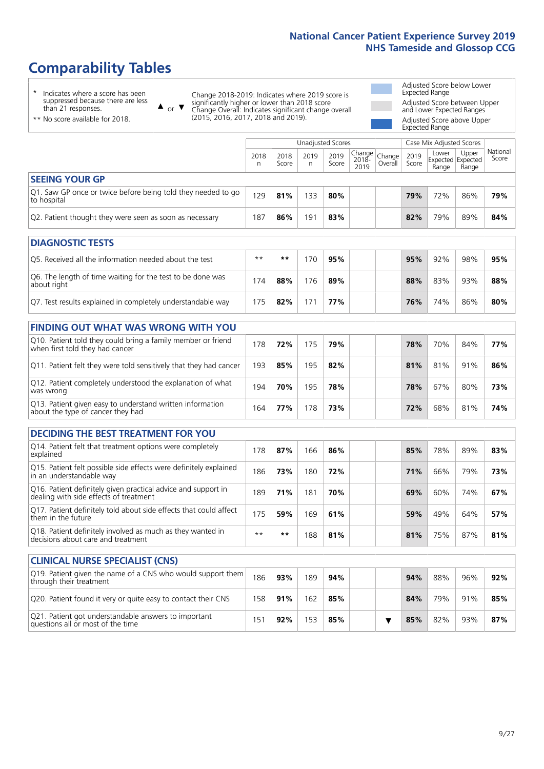# Comparability Tables

\* Indicates where a score has been suppressed because there are less than 21 responses.

\*\* No score available for 2018.

▲ or ▼ Change 2018-2019: Indicates where 2019 score is significantly higher or lower than 2018 score. Change Overall: Indicates significant change overall (2015, 2016, 2017, 2018 and 2019).

Adjusted Score below Lower Expected Range

Adjusted Score between Upper and Lower Expected Ranges

Adjusted Score above Upper Expected Range

| | Unadjusted Scores | | | | | | Case Mix Adjusted Scores | | | |
|---|---|---|---|---|---|---|---|---|---|---|
| | 2018 n | 2018 Score | 2019 n | 2019 Score | Change 2018-2019 | Change Overall | 2019 Score | Lower Expected Range | Upper Expected Range | National Score |
| **SEEING YOUR GP** | | | | | | | | | | |
| Q1. Saw GP once or twice before being told they needed to go to hospital | 129 | **81%** | 133 | **80%** | | | **79%** | 72% | 86% | **79%** |
| Q2. Patient thought they were seen as soon as necessary | 187 | **86%** | 191 | **83%** | | | **82%** | 79% | 89% | **84%** |
| **DIAGNOSTIC TESTS** | | | | | | | | | | |
| Q5. Received all the information needed about the test | ** | ** | 170 | **95%** | | | **95%** | 92% | 98% | **95%** |
| Q6. The length of time waiting for the test to be done was about right | 174 | **88%** | 176 | **89%** | | | **88%** | 83% | 93% | **88%** |
| Q7. Test results explained in completely understandable way | 175 | **82%** | 171 | **77%** | | | **76%** | 74% | 86% | **80%** |
| **FINDING OUT WHAT WAS WRONG WITH YOU** | | | | | | | | | | |
| Q10. Patient told they could bring a family member or friend when first told they had cancer | 178 | **72%** | 175 | **79%** | | | **78%** | 70% | 84% | **77%** |
| Q11. Patient felt they were told sensitively that they had cancer | 193 | **85%** | 195 | **82%** | | | **81%** | 81% | 91% | **86%** |
| Q12. Patient completely understood the explanation of what was wrong | 194 | **70%** | 195 | **78%** | | | **78%** | 67% | 80% | **73%** |
| Q13. Patient given easy to understand written information about the type of cancer they had | 164 | **77%** | 178 | **73%** | | | **72%** | 68% | 81% | **74%** |
| **DECIDING THE BEST TREATMENT FOR YOU** | | | | | | | | | | |
| Q14. Patient felt that treatment options were completely explained | 178 | **87%** | 166 | **86%** | | | **85%** | 78% | 89% | **83%** |
| Q15. Patient felt possible side effects were definitely explained in an understandable way | 186 | **73%** | 180 | **72%** | | | **71%** | 66% | 79% | **73%** |
| Q16. Patient definitely given practical advice and support in dealing with side effects of treatment | 189 | **71%** | 181 | **70%** | | | **69%** | 60% | 74% | **67%** |
| Q17. Patient definitely told about side effects that could affect them in the future | 175 | **59%** | 169 | **61%** | | | **59%** | 49% | 64% | **57%** |
| Q18. Patient definitely involved as much as they wanted in decisions about care and treatment | ** | ** | 188 | **81%** | | | **81%** | 75% | 87% | **81%** |
| **CLINICAL NURSE SPECIALIST (CNS)** | | | | | | | | | | |
| Q19. Patient given the name of a CNS who would support them through their treatment | 186 | **93%** | 189 | **94%** | | | **94%** | 88% | 96% | **92%** |
| Q20. Patient found it very or quite easy to contact their CNS | 158 | **91%** | 162 | **85%** | | | **84%** | 79% | 91% | **85%** |
| Q21. Patient got understandable answers to important questions all or most of the time | 151 | **92%** | 153 | **85%** | | ▼ | **85%** | 82% | 93% | **87%** |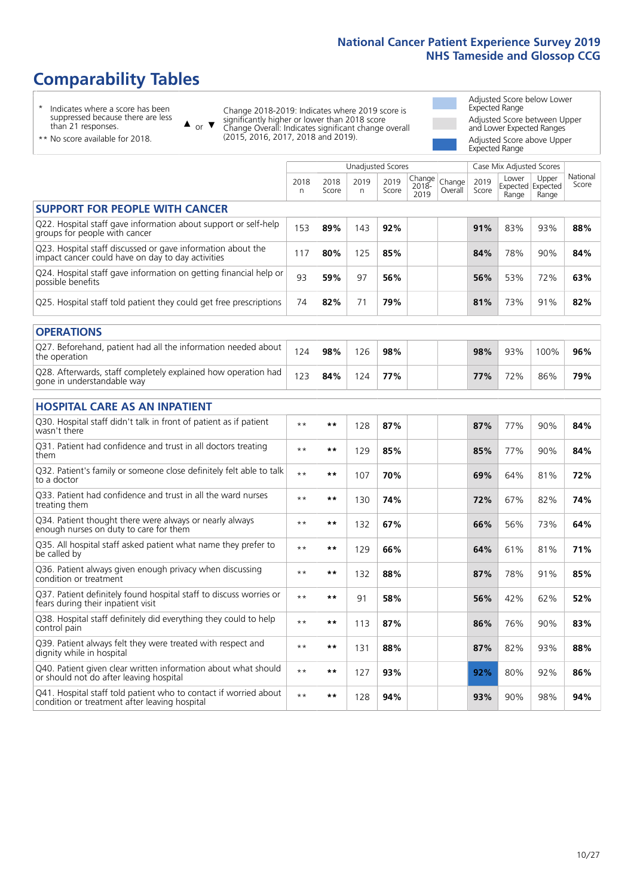# Comparability Tables

- \* Indicates where a score has been suppressed because there are less than 21 responses.
- \*\* No score available for 2018.

▲ or ▼ Change 2018-2019: Indicates where 2019 score is significantly higher or lower than 2018 score. Change Overall: Indicates significant change overall (2015, 2016, 2017, 2018 and 2019).

- Adjusted Score below Lower Expected Range
- Adjusted Score between Upper and Lower Expected Ranges
- Adjusted Score above Upper Expected Range

| | Unadjusted Scores | | | | | | Case Mix Adjusted Scores | | | |
|---|---|---|---|---|---|---|---|---|---|---|
| | 2018 n | 2018 Score | 2019 n | 2019 Score | Change 2018-2019 | Change Overall | 2019 Score | Lower Expected Range | Upper Expected Range | National Score |
| **SUPPORT FOR PEOPLE WITH CANCER** | | | | | | | | | | |
| Q22. Hospital staff gave information about support or self-help groups for people with cancer | 153 | **89%** | 143 | **92%** | | | **91%** | 83% | 93% | **88%** |
| Q23. Hospital staff discussed or gave information about the impact cancer could have on day to day activities | 117 | **80%** | 125 | **85%** | | | **84%** | 78% | 90% | **84%** |
| Q24. Hospital staff gave information on getting financial help or possible benefits | 93 | **59%** | 97 | **56%** | | | **56%** | 53% | 72% | **63%** |
| Q25. Hospital staff told patient they could get free prescriptions | 74 | **82%** | 71 | **79%** | | | **81%** | 73% | 91% | **82%** |
| **OPERATIONS** | | | | | | | | | | |
| Q27. Beforehand, patient had all the information needed about the operation | 124 | **98%** | 126 | **98%** | | | **98%** | 93% | 100% | **96%** |
| Q28. Afterwards, staff completely explained how operation had gone in understandable way | 123 | **84%** | 124 | **77%** | | | **77%** | 72% | 86% | **79%** |
| **HOSPITAL CARE AS AN INPATIENT** | | | | | | | | | | |
| Q30. Hospital staff didn't talk in front of patient as if patient wasn't there | ** | ** | 128 | **87%** | | | **87%** | 77% | 90% | **84%** |
| Q31. Patient had confidence and trust in all doctors treating them | ** | ** | 129 | **85%** | | | **85%** | 77% | 90% | **84%** |
| Q32. Patient's family or someone close definitely felt able to talk to a doctor | ** | ** | 107 | **70%** | | | **69%** | 64% | 81% | **72%** |
| Q33. Patient had confidence and trust in all the ward nurses treating them | ** | ** | 130 | **74%** | | | **72%** | 67% | 82% | **74%** |
| Q34. Patient thought there were always or nearly always enough nurses on duty to care for them | ** | ** | 132 | **67%** | | | **66%** | 56% | 73% | **64%** |
| Q35. All hospital staff asked patient what name they prefer to be called by | ** | ** | 129 | **66%** | | | **64%** | 61% | 81% | **71%** |
| Q36. Patient always given enough privacy when discussing condition or treatment | ** | ** | 132 | **88%** | | | **87%** | 78% | 91% | **85%** |
| Q37. Patient definitely found hospital staff to discuss worries or fears during their inpatient visit | ** | ** | 91 | **58%** | | | **56%** | 42% | 62% | **52%** |
| Q38. Hospital staff definitely did everything they could to help control pain | ** | ** | 113 | **87%** | | | **86%** | 76% | 90% | **83%** |
| Q39. Patient always felt they were treated with respect and dignity while in hospital | ** | ** | 131 | **88%** | | | **87%** | 82% | 93% | **88%** |
| Q40. Patient given clear written information about what should or should not do after leaving hospital | ** | ** | 127 | **93%** | | | **92%** | 80% | 92% | **86%** |
| Q41. Hospital staff told patient who to contact if worried about condition or treatment after leaving hospital | ** | ** | 128 | **94%** | | | **93%** | 90% | 98% | **94%** |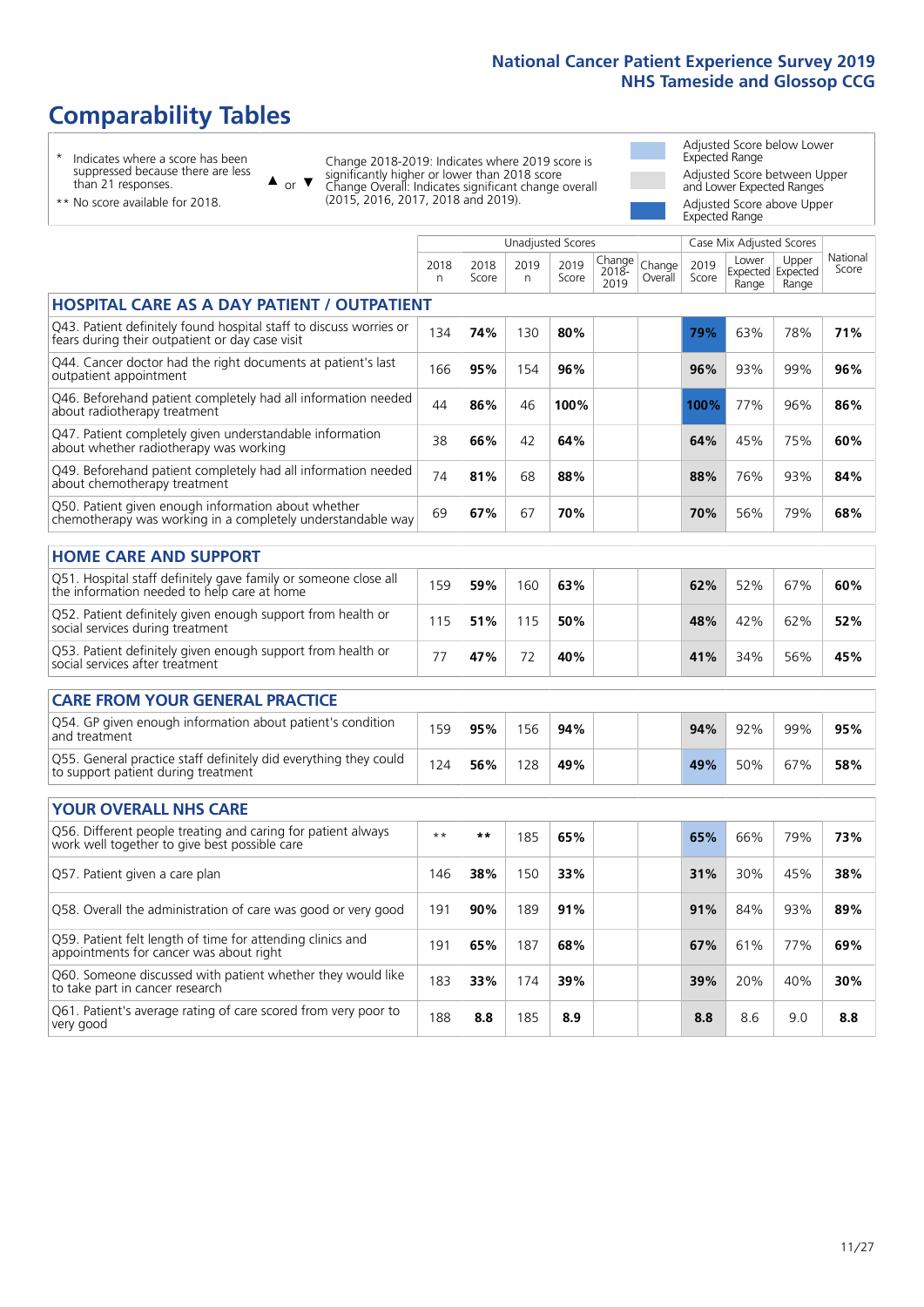National Cancer Patient Experience Survey 2019
NHS Tameside and Glossop CCG

# Comparability Tables

- \* Indicates where a score has been suppressed because there are less than 21 responses.
- \*\* No score available for 2018.

▲ or ▼ Change 2018-2019: Indicates where 2019 score is significantly higher or lower than 2018 score. Change Overall: Indicates significant change overall (2015, 2016, 2017, 2018 and 2019).

- Adjusted Score below Lower Expected Range
- Adjusted Score between Upper and Lower Expected Ranges
- Adjusted Score above Upper Expected Range

| | Unadjusted Scores | | | | | | Case Mix Adjusted Scores | | | |
|---|---|---|---|---|---|---|---|---|---|---|
| | 2018 n | 2018 Score | 2019 n | 2019 Score | Change 2018-2019 | Change Overall | 2019 Score | Lower Expected Range | Upper Expected Range | National Score |
| **HOSPITAL CARE AS A DAY PATIENT / OUTPATIENT** | | | | | | | | | | |
| Q43. Patient definitely found hospital staff to discuss worries or fears during their outpatient or day case visit | 134 | 74% | 130 | 80% | | | 79% | 63% | 78% | 71% |
| Q44. Cancer doctor had the right documents at patient's last outpatient appointment | 166 | 95% | 154 | 96% | | | 96% | 93% | 99% | 96% |
| Q46. Beforehand patient completely had all information needed about radiotherapy treatment | 44 | 86% | 46 | 100% | | | 100% | 77% | 96% | 86% |
| Q47. Patient completely given understandable information about whether radiotherapy was working | 38 | 66% | 42 | 64% | | | 64% | 45% | 75% | 60% |
| Q49. Beforehand patient completely had all information needed about chemotherapy treatment | 74 | 81% | 68 | 88% | | | 88% | 76% | 93% | 84% |
| Q50. Patient given enough information about whether chemotherapy was working in a completely understandable way | 69 | 67% | 67 | 70% | | | 70% | 56% | 79% | 68% |
| **HOME CARE AND SUPPORT** | | | | | | | | | | |
| Q51. Hospital staff definitely gave family or someone close all the information needed to help care at home | 159 | 59% | 160 | 63% | | | 62% | 52% | 67% | 60% |
| Q52. Patient definitely given enough support from health or social services during treatment | 115 | 51% | 115 | 50% | | | 48% | 42% | 62% | 52% |
| Q53. Patient definitely given enough support from health or social services after treatment | 77 | 47% | 72 | 40% | | | 41% | 34% | 56% | 45% |
| **CARE FROM YOUR GENERAL PRACTICE** | | | | | | | | | | |
| Q54. GP given enough information about patient's condition and treatment | 159 | 95% | 156 | 94% | | | 94% | 92% | 99% | 95% |
| Q55. General practice staff definitely did everything they could to support patient during treatment | 124 | 56% | 128 | 49% | | | 49% | 50% | 67% | 58% |
| **YOUR OVERALL NHS CARE** | | | | | | | | | | |
| Q56. Different people treating and caring for patient always work well together to give best possible care | ** | ** | 185 | 65% | | | 65% | 66% | 79% | 73% |
| Q57. Patient given a care plan | 146 | 38% | 150 | 33% | | | 31% | 30% | 45% | 38% |
| Q58. Overall the administration of care was good or very good | 191 | 90% | 189 | 91% | | | 91% | 84% | 93% | 89% |
| Q59. Patient felt length of time for attending clinics and appointments for cancer was about right | 191 | 65% | 187 | 68% | | | 67% | 61% | 77% | 69% |
| Q60. Someone discussed with patient whether they would like to take part in cancer research | 183 | 33% | 174 | 39% | | | 39% | 20% | 40% | 30% |
| Q61. Patient's average rating of care scored from very poor to very good | 188 | 8.8 | 185 | 8.9 | | | 8.8 | 8.6 | 9.0 | 8.8 |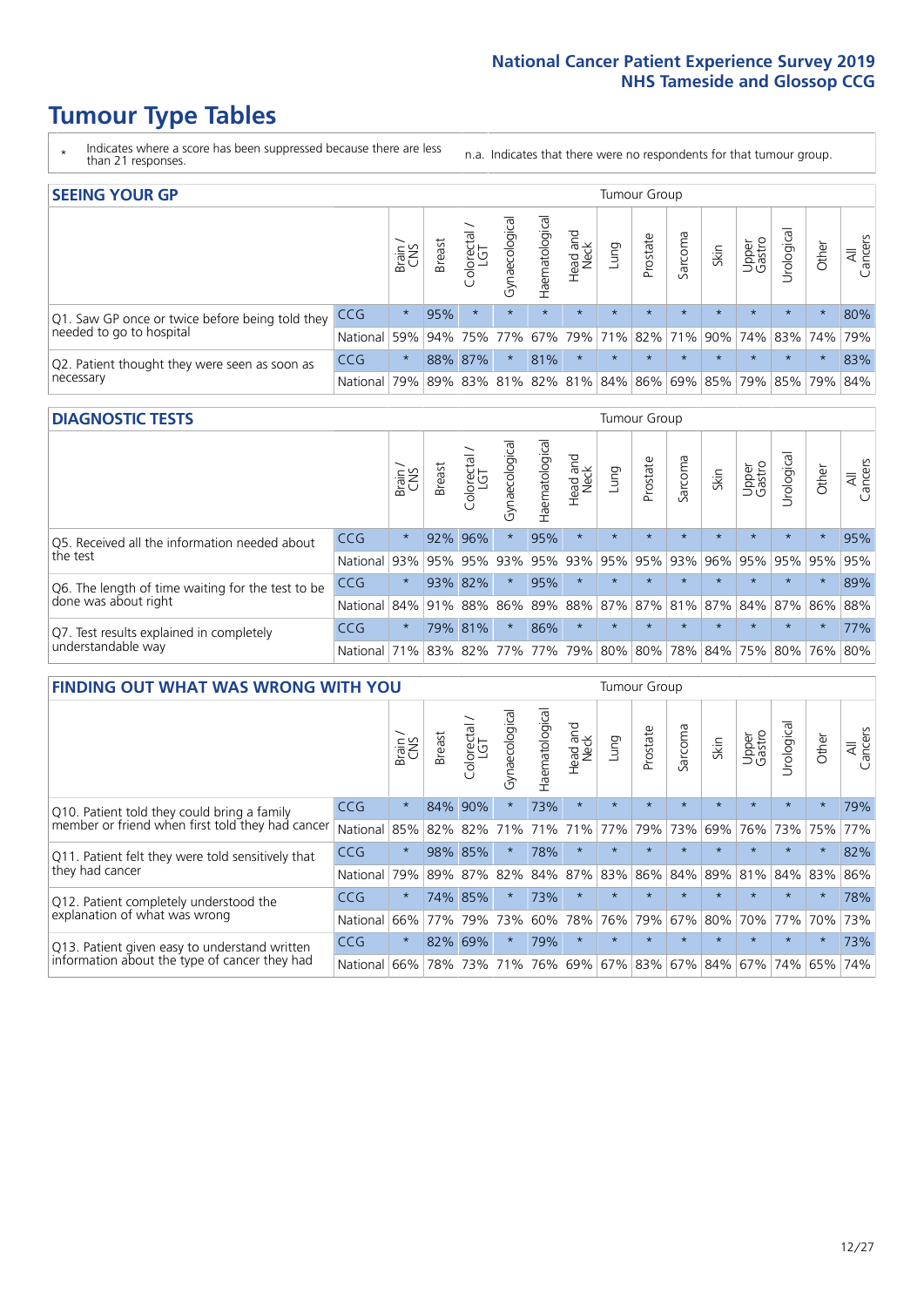# Tumour Type Tables

- \* Indicates where a score has been suppressed because there are less than 21 responses.
- n.a. Indicates that there were no respondents for that tumour group.

## SEEING YOUR GP

| | | Brain / CNS | Breast | Colorectal / LGT | Gynaecological | Haematological | Head and Neck | Lung | Prostate | Sarcoma | Skin | Upper Gastro | Urological | Other | All Cancers |
|---|---|---|---|---|---|---|---|---|---|---|---|---|---|---|---|
| Q1. Saw GP once or twice before being told they needed to go to hospital | CCG | * | 95% | * | * | * | * | * | * | * | * | * | * | * | 80% |
| | National | 59% | 94% | 75% | 77% | 67% | 79% | 71% | 82% | 71% | 90% | 74% | 83% | 74% | 79% |
| Q2. Patient thought they were seen as soon as necessary | CCG | * | 88% | 87% | * | 81% | * | * | * | * | * | * | * | * | 83% |
| | National | 79% | 89% | 83% | 81% | 82% | 81% | 84% | 86% | 69% | 85% | 79% | 85% | 79% | 84% |

## DIAGNOSTIC TESTS

| | | Brain / CNS | Breast | Colorectal / LGT | Gynaecological | Haematological | Head and Neck | Lung | Prostate | Sarcoma | Skin | Upper Gastro | Urological | Other | All Cancers |
|---|---|---|---|---|---|---|---|---|---|---|---|---|---|---|---|
| Q5. Received all the information needed about the test | CCG | * | 92% | 96% | * | 95% | * | * | * | * | * | * | * | * | 95% |
| | National | 93% | 95% | 95% | 93% | 95% | 93% | 95% | 95% | 93% | 96% | 95% | 95% | 95% | 95% |
| Q6. The length of time waiting for the test to be done was about right | CCG | * | 93% | 82% | * | 95% | * | * | * | * | * | * | * | * | 89% |
| | National | 84% | 91% | 88% | 86% | 89% | 88% | 87% | 87% | 81% | 87% | 84% | 87% | 86% | 88% |
| Q7. Test results explained in completely understandable way | CCG | * | 79% | 81% | * | 86% | * | * | * | * | * | * | * | * | 77% |
| | National | 71% | 83% | 82% | 77% | 77% | 79% | 80% | 80% | 78% | 84% | 75% | 80% | 76% | 80% |

## FINDING OUT WHAT WAS WRONG WITH YOU

| | | Brain / CNS | Breast | Colorectal / LGT | Gynaecological | Haematological | Head and Neck | Lung | Prostate | Sarcoma | Skin | Upper Gastro | Urological | Other | All Cancers |
|---|---|---|---|---|---|---|---|---|---|---|---|---|---|---|---|
| Q10. Patient told they could bring a family member or friend when first told they had cancer | CCG | * | 84% | 90% | * | 73% | * | * | * | * | * | * | * | * | 79% |
| | National | 85% | 82% | 82% | 71% | 71% | 71% | 77% | 79% | 73% | 69% | 76% | 73% | 75% | 77% |
| Q11. Patient felt they were told sensitively that they had cancer | CCG | * | 98% | 85% | * | 78% | * | * | * | * | * | * | * | * | 82% |
| | National | 79% | 89% | 87% | 82% | 84% | 87% | 83% | 86% | 84% | 89% | 81% | 84% | 83% | 86% |
| Q12. Patient completely understood the explanation of what was wrong | CCG | * | 74% | 85% | * | 73% | * | * | * | * | * | * | * | * | 78% |
| | National | 66% | 77% | 79% | 73% | 60% | 78% | 76% | 79% | 67% | 80% | 70% | 77% | 70% | 73% |
| Q13. Patient given easy to understand written information about the type of cancer they had | CCG | * | 82% | 69% | * | 79% | * | * | * | * | * | * | * | * | 73% |
| | National | 66% | 78% | 73% | 71% | 76% | 69% | 67% | 83% | 67% | 84% | 67% | 74% | 65% | 74% |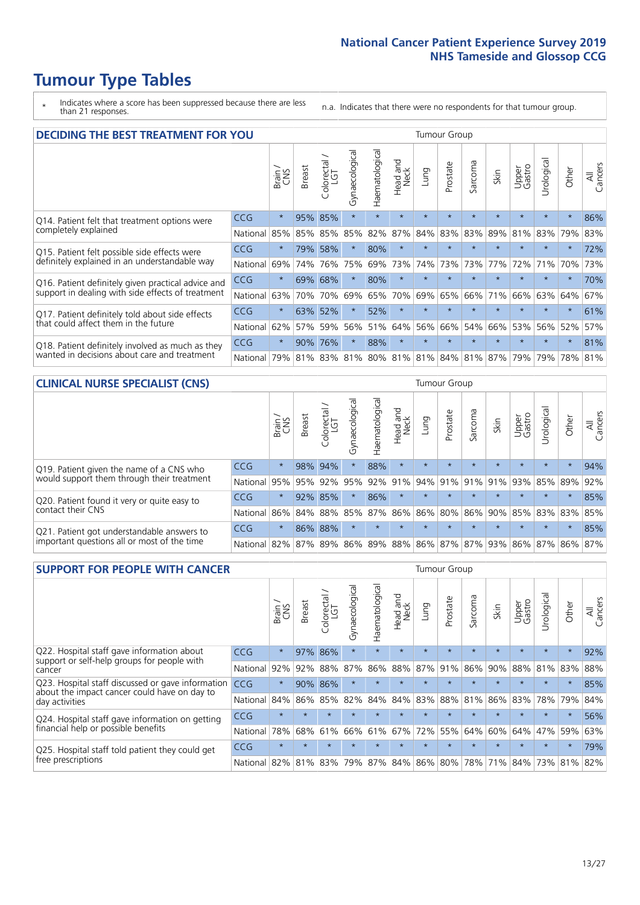# Tumour Type Tables

\* Indicates where a score has been suppressed because there are less than 21 responses.

n.a. Indicates that there were no respondents for that tumour group.

## DECIDING THE BEST TREATMENT FOR YOU

| | | Brain / CNS | Breast | Colorectal / LGT | Gynaecological | Haematological | Head and Neck | Lung | Prostate | Sarcoma | Skin | Upper Gastro | Urological | Other | All Cancers |
|---|---|---|---|---|---|---|---|---|---|---|---|---|---|---|---|
| Q14. Patient felt that treatment options were completely explained | CCG | * | 95% | 85% | * | * | * | * | * | * | * | * | * | * | 86% |
| | National | 85% | 85% | 85% | 85% | 82% | 87% | 84% | 83% | 83% | 89% | 81% | 83% | 79% | 83% |
| Q15. Patient felt possible side effects were definitely explained in an understandable way | CCG | * | 79% | 58% | * | 80% | * | * | * | * | * | * | * | * | 72% |
| | National | 69% | 74% | 76% | 75% | 69% | 73% | 74% | 73% | 73% | 77% | 72% | 71% | 70% | 73% |
| Q16. Patient definitely given practical advice and support in dealing with side effects of treatment | CCG | * | 69% | 68% | * | 80% | * | * | * | * | * | * | * | * | 70% |
| | National | 63% | 70% | 70% | 69% | 65% | 70% | 69% | 65% | 66% | 71% | 66% | 63% | 64% | 67% |
| Q17. Patient definitely told about side effects that could affect them in the future | CCG | * | 63% | 52% | * | 52% | * | * | * | * | * | * | * | * | 61% |
| | National | 62% | 57% | 59% | 56% | 51% | 64% | 56% | 66% | 54% | 66% | 53% | 56% | 52% | 57% |
| Q18. Patient definitely involved as much as they wanted in decisions about care and treatment | CCG | * | 90% | 76% | * | 88% | * | * | * | * | * | * | * | * | 81% |
| | National | 79% | 81% | 83% | 81% | 80% | 81% | 81% | 84% | 81% | 87% | 79% | 79% | 78% | 81% |

## CLINICAL NURSE SPECIALIST (CNS)

| | | Brain / CNS | Breast | Colorectal / LGT | Gynaecological | Haematological | Head and Neck | Lung | Prostate | Sarcoma | Skin | Upper Gastro | Urological | Other | All Cancers |
|---|---|---|---|---|---|---|---|---|---|---|---|---|---|---|---|
| Q19. Patient given the name of a CNS who would support them through their treatment | CCG | * | 98% | 94% | * | 88% | * | * | * | * | * | * | * | * | 94% |
| | National | 95% | 95% | 92% | 95% | 92% | 91% | 94% | 91% | 91% | 91% | 93% | 85% | 89% | 92% |
| Q20. Patient found it very or quite easy to contact their CNS | CCG | * | 92% | 85% | * | 86% | * | * | * | * | * | * | * | * | 85% |
| | National | 86% | 84% | 88% | 85% | 87% | 86% | 86% | 80% | 86% | 90% | 85% | 83% | 83% | 85% |
| Q21. Patient got understandable answers to important questions all or most of the time | CCG | * | 86% | 88% | * | * | * | * | * | * | * | * | * | * | 85% |
| | National | 82% | 87% | 89% | 86% | 89% | 88% | 86% | 87% | 87% | 93% | 86% | 87% | 86% | 87% |

## SUPPORT FOR PEOPLE WITH CANCER

| | | Brain / CNS | Breast | Colorectal / LGT | Gynaecological | Haematological | Head and Neck | Lung | Prostate | Sarcoma | Skin | Upper Gastro | Urological | Other | All Cancers |
|---|---|---|---|---|---|---|---|---|---|---|---|---|---|---|---|
| Q22. Hospital staff gave information about support or self-help groups for people with cancer | CCG | * | 97% | 86% | * | * | * | * | * | * | * | * | * | * | 92% |
| | National | 92% | 92% | 88% | 87% | 86% | 88% | 87% | 91% | 86% | 90% | 88% | 81% | 83% | 88% |
| Q23. Hospital staff discussed or gave information about the impact cancer could have on day to day activities | CCG | * | 90% | 86% | * | * | * | * | * | * | * | * | * | * | 85% |
| | National | 84% | 86% | 85% | 82% | 84% | 84% | 83% | 88% | 81% | 86% | 83% | 78% | 79% | 84% |
| Q24. Hospital staff gave information on getting financial help or possible benefits | CCG | * | * | * | * | * | * | * | * | * | * | * | * | * | 56% |
| | National | 78% | 68% | 61% | 66% | 61% | 67% | 72% | 55% | 64% | 60% | 64% | 47% | 59% | 63% |
| Q25. Hospital staff told patient they could get free prescriptions | CCG | * | * | * | * | * | * | * | * | * | * | * | * | * | 79% |
| | National | 82% | 81% | 83% | 79% | 87% | 84% | 86% | 80% | 78% | 71% | 84% | 73% | 81% | 82% |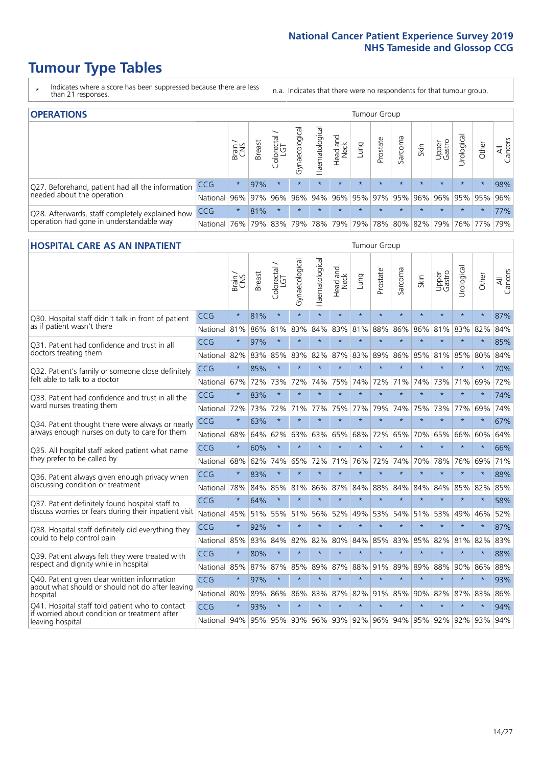# Tumour Type Tables

\* Indicates where a score has been suppressed because there are less than 21 responses.

n.a. Indicates that there were no respondents for that tumour group.

## OPERATIONS

| | | Brain / CNS | Breast | Colorectal / LGT | Gynaecological | Haematological | Head and Neck | Lung | Prostate | Sarcoma | Skin | Upper Gastro | Urological | Other | All Cancers |
|---|---|---|---|---|---|---|---|---|---|---|---|---|---|---|---|
| Q27. Beforehand, patient had all the information needed about the operation | CCG | * | 97% | * | * | * | * | * | * | * | * | * | * | * | 98% |
| | National | 96% | 97% | 96% | 96% | 94% | 96% | 95% | 97% | 95% | 96% | 96% | 95% | 95% | 96% |
| Q28. Afterwards, staff completely explained how operation had gone in understandable way | CCG | * | 81% | * | * | * | * | * | * | * | * | * | * | * | 77% |
| | National | 76% | 79% | 83% | 79% | 78% | 79% | 79% | 78% | 80% | 82% | 79% | 76% | 77% | 79% |

## HOSPITAL CARE AS AN INPATIENT

| | | Brain / CNS | Breast | Colorectal / LGT | Gynaecological | Haematological | Head and Neck | Lung | Prostate | Sarcoma | Skin | Upper Gastro | Urological | Other | All Cancers |
|---|---|---|---|---|---|---|---|---|---|---|---|---|---|---|---|
| Q30. Hospital staff didn't talk in front of patient as if patient wasn't there | CCG | * | 81% | * | * | * | * | * | * | * | * | * | * | * | 87% |
| | National | 81% | 86% | 81% | 83% | 84% | 83% | 81% | 88% | 86% | 86% | 81% | 83% | 82% | 84% |
| Q31. Patient had confidence and trust in all doctors treating them | CCG | * | 97% | * | * | * | * | * | * | * | * | * | * | * | 85% |
| | National | 82% | 83% | 85% | 83% | 82% | 87% | 83% | 89% | 86% | 85% | 81% | 85% | 80% | 84% |
| Q32. Patient's family or someone close definitely felt able to talk to a doctor | CCG | * | 85% | * | * | * | * | * | * | * | * | * | * | * | 70% |
| | National | 67% | 72% | 73% | 72% | 74% | 75% | 74% | 72% | 71% | 74% | 73% | 71% | 69% | 72% |
| Q33. Patient had confidence and trust in all the ward nurses treating them | CCG | * | 83% | * | * | * | * | * | * | * | * | * | * | * | 74% |
| | National | 72% | 73% | 72% | 71% | 77% | 75% | 77% | 79% | 74% | 75% | 73% | 77% | 69% | 74% |
| Q34. Patient thought there were always or nearly always enough nurses on duty to care for them | CCG | * | 63% | * | * | * | * | * | * | * | * | * | * | * | 67% |
| | National | 68% | 64% | 62% | 63% | 63% | 65% | 68% | 72% | 65% | 70% | 65% | 66% | 60% | 64% |
| Q35. All hospital staff asked patient what name they prefer to be called by | CCG | * | 60% | * | * | * | * | * | * | * | * | * | * | * | 66% |
| | National | 68% | 62% | 74% | 65% | 72% | 71% | 76% | 72% | 74% | 70% | 78% | 76% | 69% | 71% |
| Q36. Patient always given enough privacy when discussing condition or treatment | CCG | * | 83% | * | * | * | * | * | * | * | * | * | * | * | 88% |
| | National | 78% | 84% | 85% | 81% | 86% | 87% | 84% | 88% | 84% | 84% | 84% | 85% | 82% | 85% |
| Q37. Patient definitely found hospital staff to discuss worries or fears during their inpatient visit | CCG | * | 64% | * | * | * | * | * | * | * | * | * | * | * | 58% |
| | National | 45% | 51% | 55% | 51% | 56% | 52% | 49% | 53% | 54% | 51% | 53% | 49% | 46% | 52% |
| Q38. Hospital staff definitely did everything they could to help control pain | CCG | * | 92% | * | * | * | * | * | * | * | * | * | * | * | 87% |
| | National | 85% | 83% | 84% | 82% | 82% | 80% | 84% | 85% | 83% | 85% | 82% | 81% | 82% | 83% |
| Q39. Patient always felt they were treated with respect and dignity while in hospital | CCG | * | 80% | * | * | * | * | * | * | * | * | * | * | * | 88% |
| | National | 85% | 87% | 87% | 85% | 89% | 87% | 88% | 91% | 89% | 89% | 88% | 90% | 86% | 88% |
| Q40. Patient given clear written information about what should or should not do after leaving hospital | CCG | * | 97% | * | * | * | * | * | * | * | * | * | * | * | 93% |
| | National | 80% | 89% | 86% | 86% | 83% | 87% | 82% | 91% | 85% | 90% | 82% | 87% | 83% | 86% |
| Q41. Hospital staff told patient who to contact if worried about condition or treatment after leaving hospital | CCG | * | 93% | * | * | * | * | * | * | * | * | * | * | * | 94% |
| | National | 94% | 95% | 95% | 93% | 96% | 93% | 92% | 96% | 94% | 95% | 92% | 92% | 93% | 94% |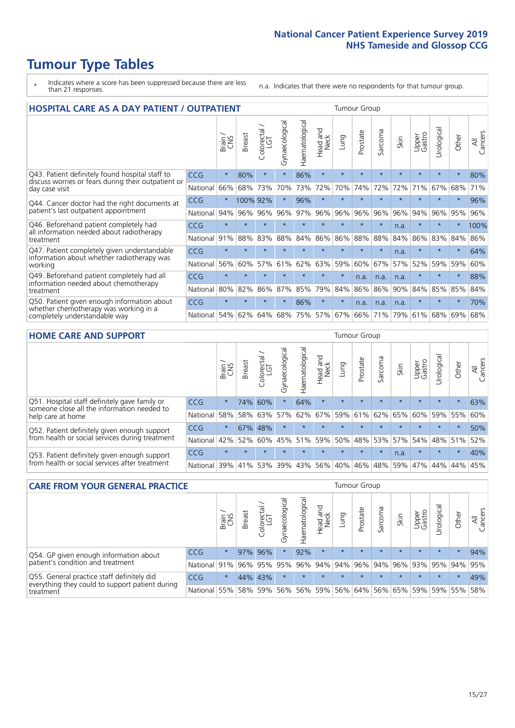# Tumour Type Tables

\* Indicates where a score has been suppressed because there are less than 21 responses.

n.a. Indicates that there were no respondents for that tumour group.

## HOSPITAL CARE AS A DAY PATIENT / OUTPATIENT

| | | Brain / CNS | Breast | Colorectal / LGT | Gynaecological | Haematological | Head and Neck | Lung | Prostate | Sarcoma | Skin | Upper Gastro | Urological | Other | All Cancers |
|---|---|---|---|---|---|---|---|---|---|---|---|---|---|---|---|
| Q43. Patient definitely found hospital staff to discuss worries or fears during their outpatient or day case visit | CCG | * | 80% | * | * | 86% | * | * | * | * | * | * | * | * | 80% |
| | National | 66% | 68% | 73% | 70% | 73% | 72% | 70% | 74% | 72% | 72% | 71% | 67% | 68% | 71% |
| Q44. Cancer doctor had the right documents at patient's last outpatient appointment | CCG | * | 100% | 92% | * | 96% | * | * | * | * | * | * | * | * | 96% |
| | National | 94% | 96% | 96% | 96% | 97% | 96% | 96% | 96% | 96% | 96% | 94% | 96% | 95% | 96% |
| Q46. Beforehand patient completely had all information needed about radiotherapy treatment | CCG | * | * | * | * | * | * | * | * | * | n.a. | * | * | * | 100% |
| | National | 91% | 88% | 83% | 88% | 84% | 86% | 86% | 88% | 88% | 84% | 86% | 83% | 84% | 86% |
| Q47. Patient completely given understandable information about whether radiotherapy was working | CCG | * | * | * | * | * | * | * | * | * | n.a. | * | * | * | 64% |
| | National | 56% | 60% | 57% | 61% | 62% | 63% | 59% | 60% | 67% | 57% | 52% | 59% | 59% | 60% |
| Q49. Beforehand patient completely had all information needed about chemotherapy treatment | CCG | * | * | * | * | * | * | * | n.a. | n.a. | n.a. | * | * | * | 88% |
| | National | 80% | 82% | 86% | 87% | 85% | 79% | 84% | 86% | 86% | 90% | 84% | 85% | 85% | 84% |
| Q50. Patient given enough information about whether chemotherapy was working in a completely understandable way | CCG | * | * | * | * | 86% | * | * | n.a. | n.a. | n.a. | * | * | * | 70% |
| | National | 54% | 62% | 64% | 68% | 75% | 57% | 67% | 66% | 71% | 79% | 61% | 68% | 69% | 68% |

## HOME CARE AND SUPPORT

| | | Brain / CNS | Breast | Colorectal / LGT | Gynaecological | Haematological | Head and Neck | Lung | Prostate | Sarcoma | Skin | Upper Gastro | Urological | Other | All Cancers |
|---|---|---|---|---|---|---|---|---|---|---|---|---|---|---|---|
| Q51. Hospital staff definitely gave family or someone close all the information needed to help care at home | CCG | * | 74% | 60% | * | 64% | * | * | * | * | * | * | * | * | 63% |
| | National | 58% | 58% | 63% | 57% | 62% | 67% | 59% | 61% | 62% | 65% | 60% | 59% | 55% | 60% |
| Q52. Patient definitely given enough support from health or social services during treatment | CCG | * | 67% | 48% | * | * | * | * | * | * | * | * | * | * | 50% |
| | National | 42% | 52% | 60% | 45% | 51% | 59% | 50% | 48% | 53% | 57% | 54% | 48% | 51% | 52% |
| Q53. Patient definitely given enough support from health or social services after treatment | CCG | * | * | * | * | * | * | * | * | * | n.a. | * | * | * | 40% |
| | National | 39% | 41% | 53% | 39% | 43% | 56% | 40% | 46% | 48% | 59% | 47% | 44% | 44% | 45% |

## CARE FROM YOUR GENERAL PRACTICE

| | | Brain / CNS | Breast | Colorectal / LGT | Gynaecological | Haematological | Head and Neck | Lung | Prostate | Sarcoma | Skin | Upper Gastro | Urological | Other | All Cancers |
|---|---|---|---|---|---|---|---|---|---|---|---|---|---|---|---|
| Q54. GP given enough information about patient's condition and treatment | CCG | * | 97% | 96% | * | 92% | * | * | * | * | * | * | * | * | 94% |
| | National | 91% | 96% | 95% | 95% | 96% | 94% | 94% | 96% | 94% | 96% | 93% | 95% | 94% | 95% |
| Q55. General practice staff definitely did everything they could to support patient during treatment | CCG | * | 44% | 43% | * | * | * | * | * | * | * | * | * | * | 49% |
| | National | 55% | 58% | 59% | 56% | 56% | 59% | 56% | 64% | 56% | 65% | 59% | 59% | 55% | 58% |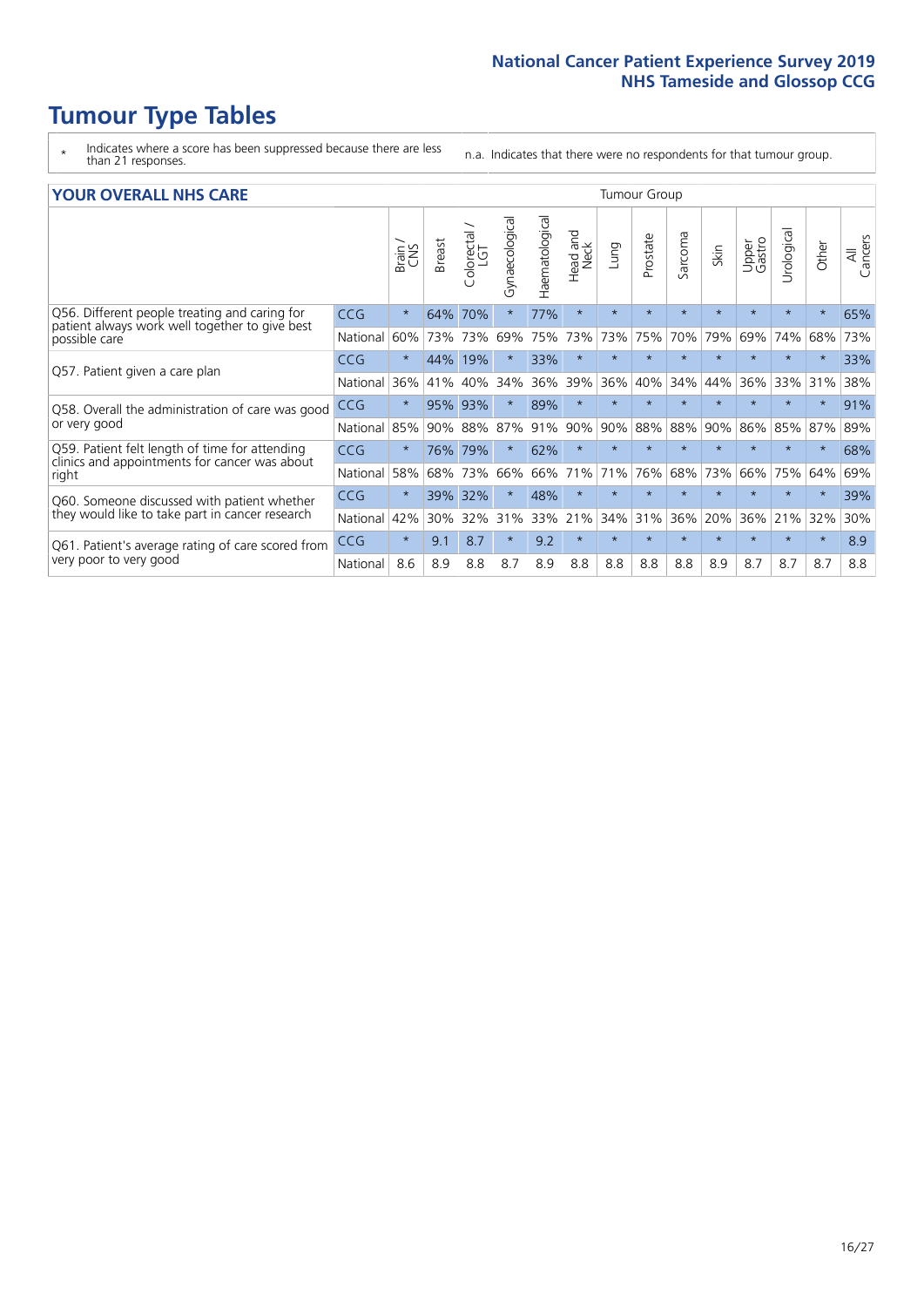# Tumour Type Tables

\* Indicates where a score has been suppressed because there are less than 21 responses.

n.a. Indicates that there were no respondents for that tumour group.

## YOUR OVERALL NHS CARE

| | | Brain / CNS | Breast | Colorectal / LGT | Gynaecological | Haematological | Head and Neck | Lung | Prostate | Sarcoma | Skin | Upper Gastro | Urological | Other | All Cancers |
|---|---|---|---|---|---|---|---|---|---|---|---|---|---|---|---|
| Q56. Different people treating and caring for patient always work well together to give best possible care | CCG | * | 64% | 70% | * | 77% | * | * | * | * | * | * | * | * | 65% |
| | National | 60% | 73% | 73% | 69% | 75% | 73% | 73% | 75% | 70% | 79% | 69% | 74% | 68% | 73% |
| Q57. Patient given a care plan | CCG | * | 44% | 19% | * | 33% | * | * | * | * | * | * | * | * | 33% |
| | National | 36% | 41% | 40% | 34% | 36% | 39% | 36% | 40% | 34% | 44% | 36% | 33% | 31% | 38% |
| Q58. Overall the administration of care was good or very good | CCG | * | 95% | 93% | * | 89% | * | * | * | * | * | * | * | * | 91% |
| | National | 85% | 90% | 88% | 87% | 91% | 90% | 90% | 88% | 88% | 90% | 86% | 85% | 87% | 89% |
| Q59. Patient felt length of time for attending clinics and appointments for cancer was about right | CCG | * | 76% | 79% | * | 62% | * | * | * | * | * | * | * | * | 68% |
| | National | 58% | 68% | 73% | 66% | 66% | 71% | 71% | 76% | 68% | 73% | 66% | 75% | 64% | 69% |
| Q60. Someone discussed with patient whether they would like to take part in cancer research | CCG | * | 39% | 32% | * | 48% | * | * | * | * | * | * | * | * | 39% |
| | National | 42% | 30% | 32% | 31% | 33% | 21% | 34% | 31% | 36% | 20% | 36% | 21% | 32% | 30% |
| Q61. Patient's average rating of care scored from very poor to very good | CCG | * | 9.1 | 8.7 | * | 9.2 | * | * | * | * | * | * | * | * | 8.9 |
| | National | 8.6 | 8.9 | 8.8 | 8.7 | 8.9 | 8.8 | 8.8 | 8.8 | 8.8 | 8.9 | 8.7 | 8.7 | 8.7 | 8.8 |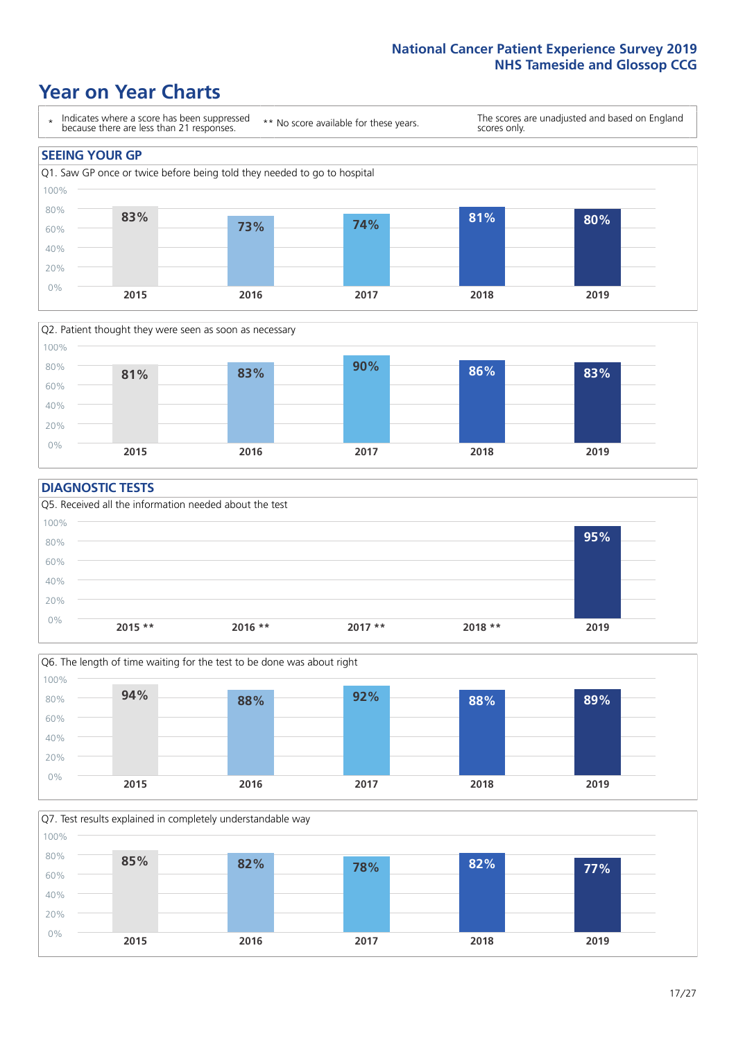# Year on Year Charts

\* Indicates where a score has been suppressed because there are less than 21 responses.

\*\* No score available for these years.

The scores are unadjusted and based on England scores only.

## SEEING YOUR GP

Q1. Saw GP once or twice before being told they needed to go to hospital

| 2015 | 2016 | 2017 | 2018 | 2019 |
|---|---|---|---|---|
| 83% | 73% | 74% | 81% | 80% |

Q2. Patient thought they were seen as soon as necessary

| 2015 | 2016 | 2017 | 2018 | 2019 |
|---|---|---|---|---|
| 81% | 83% | 90% | 86% | 83% |

## DIAGNOSTIC TESTS

Q5. Received all the information needed about the test

| 2015 ** | 2016 ** | 2017 ** | 2018 ** | 2019 |
|---|---|---|---|---|
| | | | | 95% |

Q6. The length of time waiting for the test to be done was about right

| 2015 | 2016 | 2017 | 2018 | 2019 |
|---|---|---|---|---|
| 94% | 88% | 92% | 88% | 89% |

Q7. Test results explained in completely understandable way

| 2015 | 2016 | 2017 | 2018 | 2019 |
|---|---|---|---|---|
| 85% | 82% | 78% | 82% | 77% |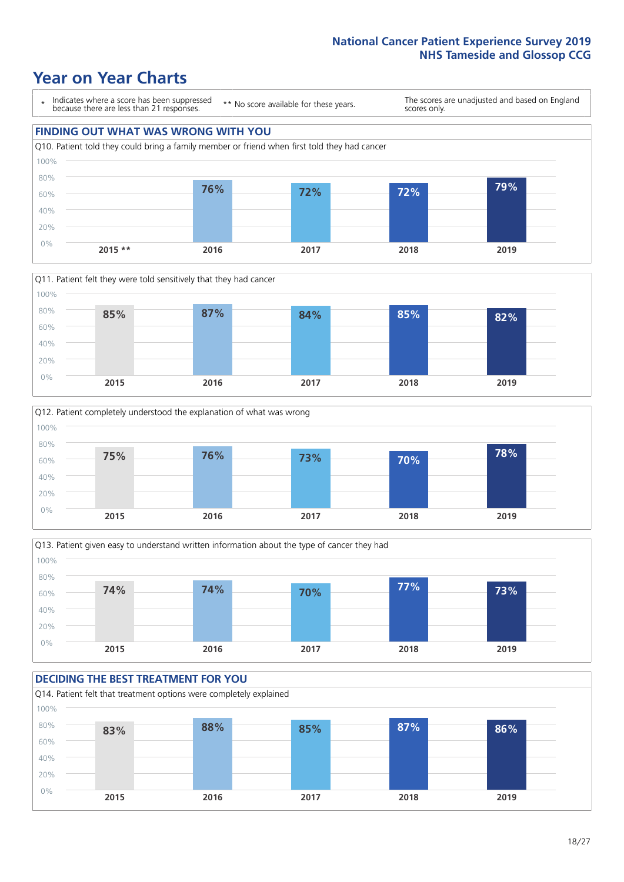# Year on Year Charts

* Indicates where a score has been suppressed because there are less than 21 responses.

** No score available for these years.

The scores are unadjusted and based on England scores only.

## FINDING OUT WHAT WAS WRONG WITH YOU

Q10. Patient told they could bring a family member or friend when first told they had cancer

| 2015 ** | 2016 | 2017 | 2018 | 2019 |
|---|---|---|---|---|
| | 76% | 72% | 72% | 79% |

Q11. Patient felt they were told sensitively that they had cancer

| 2015 | 2016 | 2017 | 2018 | 2019 |
|---|---|---|---|---|
| 85% | 87% | 84% | 85% | 82% |

Q12. Patient completely understood the explanation of what was wrong

| 2015 | 2016 | 2017 | 2018 | 2019 |
|---|---|---|---|---|
| 75% | 76% | 73% | 70% | 78% |

Q13. Patient given easy to understand written information about the type of cancer they had

| 2015 | 2016 | 2017 | 2018 | 2019 |
|---|---|---|---|---|
| 74% | 74% | 70% | 77% | 73% |

## DECIDING THE BEST TREATMENT FOR YOU

Q14. Patient felt that treatment options were completely explained

| 2015 | 2016 | 2017 | 2018 | 2019 |
|---|---|---|---|---|
| 83% | 88% | 85% | 87% | 86% |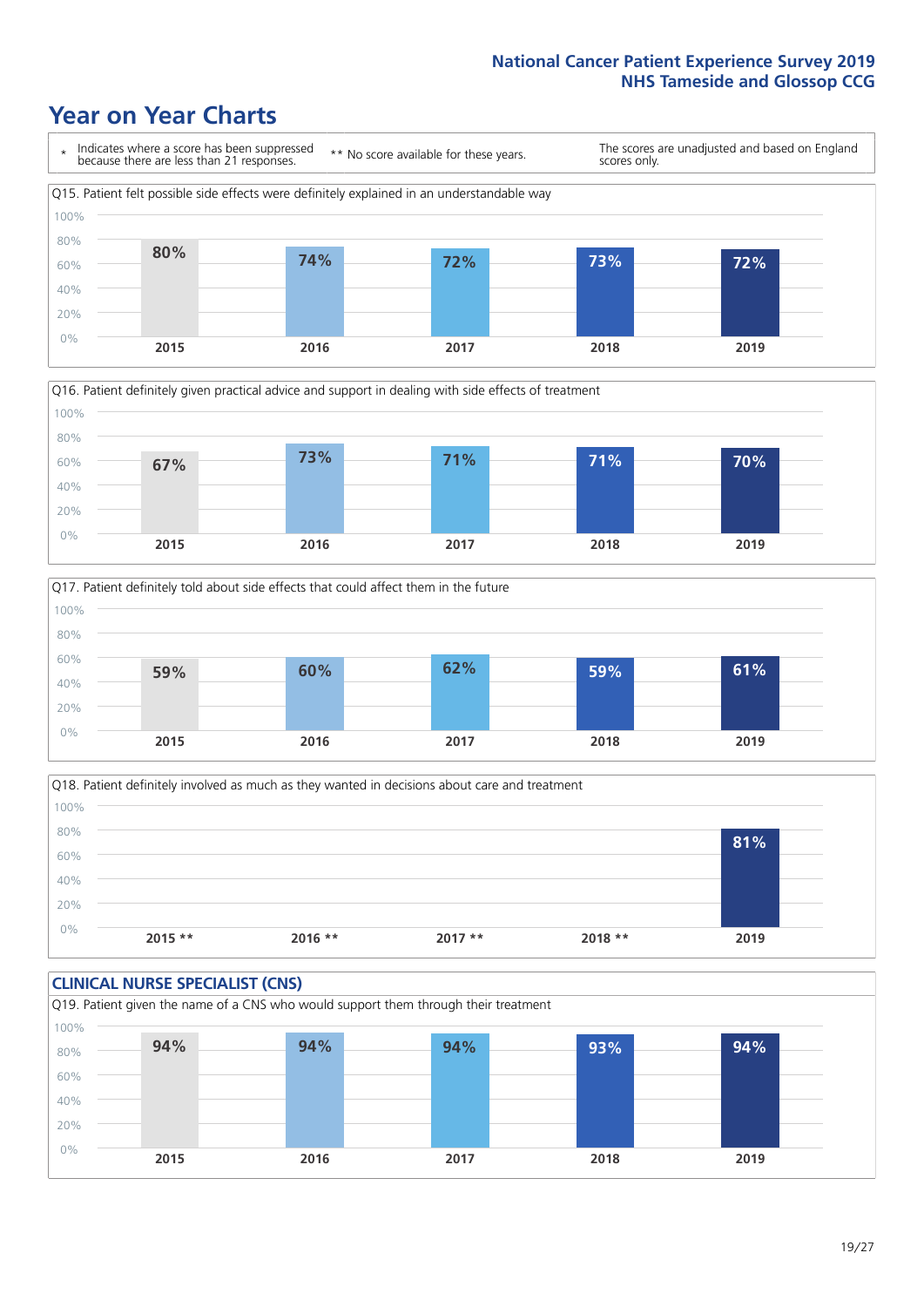# Year on Year Charts

\* Indicates where a score has been suppressed because there are less than 21 responses.

** No score available for these years.

The scores are unadjusted and based on England scores only.

Q15. Patient felt possible side effects were definitely explained in an understandable way

| 2015 | 2016 | 2017 | 2018 | 2019 |
|---|---|---|---|---|
| 80% | 74% | 72% | 73% | 72% |

Q16. Patient definitely given practical advice and support in dealing with side effects of treatment

| 2015 | 2016 | 2017 | 2018 | 2019 |
|---|---|---|---|---|
| 67% | 73% | 71% | 71% | 70% |

Q17. Patient definitely told about side effects that could affect them in the future

| 2015 | 2016 | 2017 | 2018 | 2019 |
|---|---|---|---|---|
| 59% | 60% | 62% | 59% | 61% |

Q18. Patient definitely involved as much as they wanted in decisions about care and treatment

| 2015 ** | 2016 ** | 2017 ** | 2018 ** | 2019 |
|---|---|---|---|---|
| | | | | 81% |

## CLINICAL NURSE SPECIALIST (CNS)

Q19. Patient given the name of a CNS who would support them through their treatment

| 2015 | 2016 | 2017 | 2018 | 2019 |
|---|---|---|---|---|
| 94% | 94% | 94% | 93% | 94% |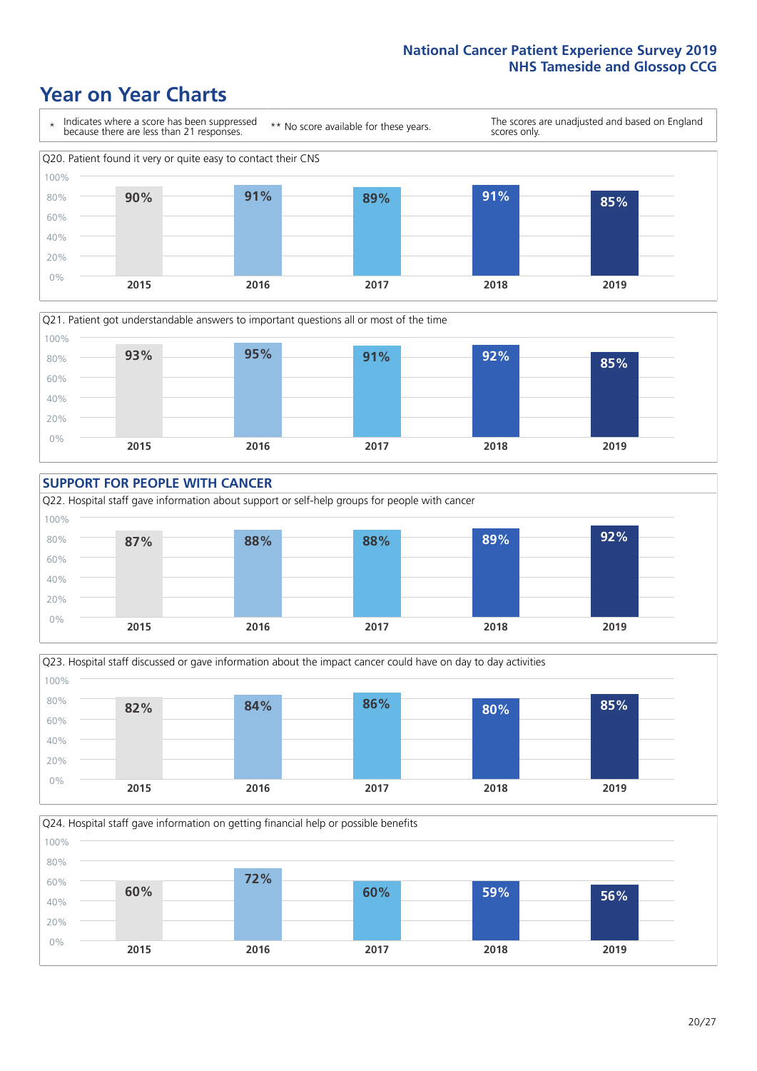# Year on Year Charts

\* Indicates where a score has been suppressed because there are less than 21 responses.

** No score available for these years.

The scores are unadjusted and based on England scores only.

Q20. Patient found it very or quite easy to contact their CNS

| 2015 | 2016 | 2017 | 2018 | 2019 |
|---|---|---|---|---|
| 90% | 91% | 89% | 91% | 85% |

Q21. Patient got understandable answers to important questions all or most of the time

| 2015 | 2016 | 2017 | 2018 | 2019 |
|---|---|---|---|---|
| 93% | 95% | 91% | 92% | 85% |

## SUPPORT FOR PEOPLE WITH CANCER

Q22. Hospital staff gave information about support or self-help groups for people with cancer

| 2015 | 2016 | 2017 | 2018 | 2019 |
|---|---|---|---|---|
| 87% | 88% | 88% | 89% | 92% |

Q23. Hospital staff discussed or gave information about the impact cancer could have on day to day activities

| 2015 | 2016 | 2017 | 2018 | 2019 |
|---|---|---|---|---|
| 82% | 84% | 86% | 80% | 85% |

Q24. Hospital staff gave information on getting financial help or possible benefits

| 2015 | 2016 | 2017 | 2018 | 2019 |
|---|---|---|---|---|
| 60% | 72% | 60% | 59% | 56% |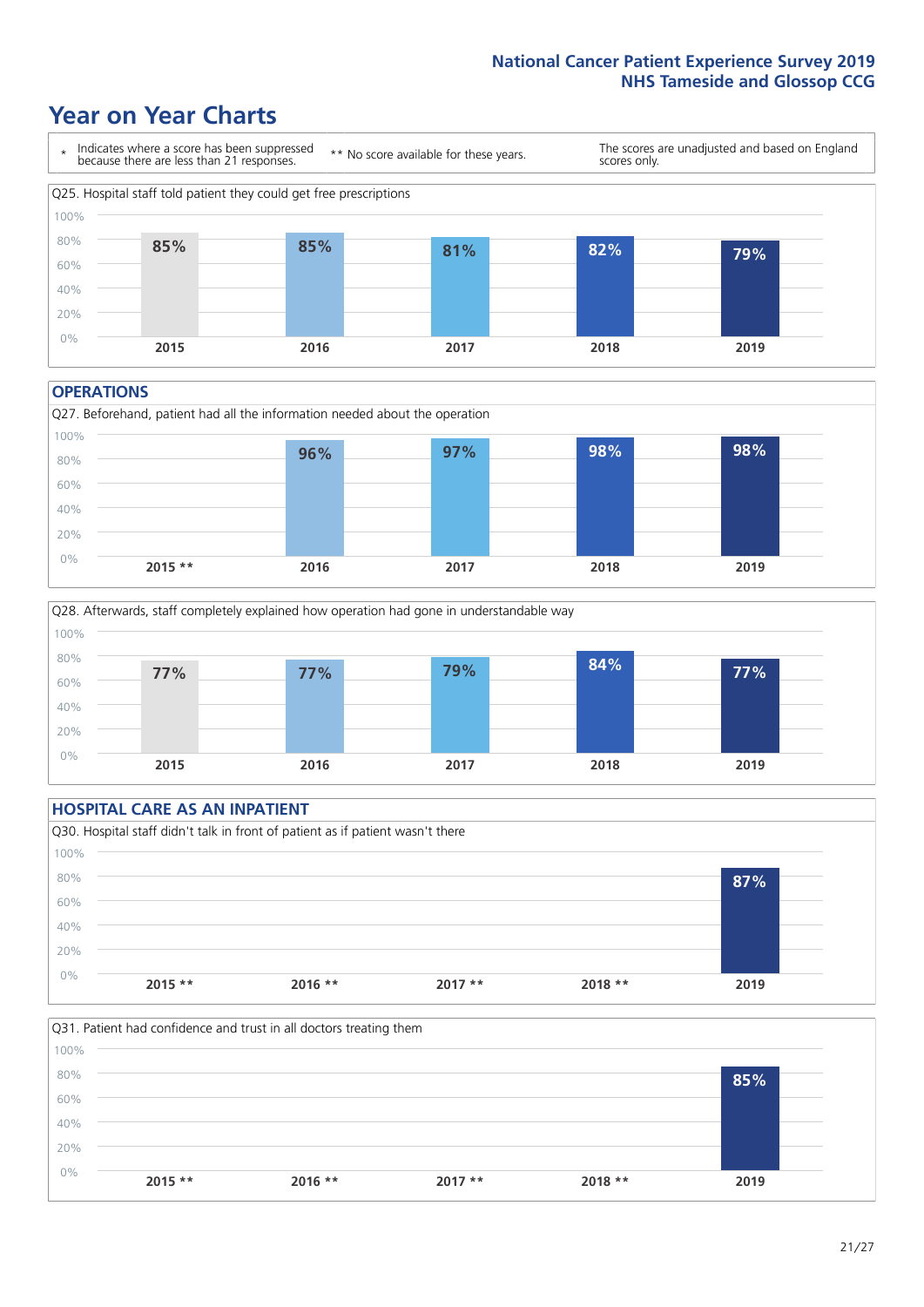National Cancer Patient Experience Survey 2019
NHS Tameside and Glossop CCG

# Year on Year Charts

\* Indicates where a score has been suppressed because there are less than 21 responses.

** No score available for these years.

The scores are unadjusted and based on England scores only.

Q25. Hospital staff told patient they could get free prescriptions

| 2015 | 2016 | 2017 | 2018 | 2019 |
|---|---|---|---|---|
| 85% | 85% | 81% | 82% | 79% |

## OPERATIONS

Q27. Beforehand, patient had all the information needed about the operation

| 2015 ** | 2016 | 2017 | 2018 | 2019 |
|---|---|---|---|---|
| | 96% | 97% | 98% | 98% |

Q28. Afterwards, staff completely explained how operation had gone in understandable way

| 2015 | 2016 | 2017 | 2018 | 2019 |
|---|---|---|---|---|
| 77% | 77% | 79% | 84% | 77% |

## HOSPITAL CARE AS AN INPATIENT

Q30. Hospital staff didn't talk in front of patient as if patient wasn't there

| 2015 ** | 2016 ** | 2017 ** | 2018 ** | 2019 |
|---|---|---|---|---|
| | | | | 87% |

Q31. Patient had confidence and trust in all doctors treating them

| 2015 ** | 2016 ** | 2017 ** | 2018 ** | 2019 |
|---|---|---|---|---|
| | | | | 85% |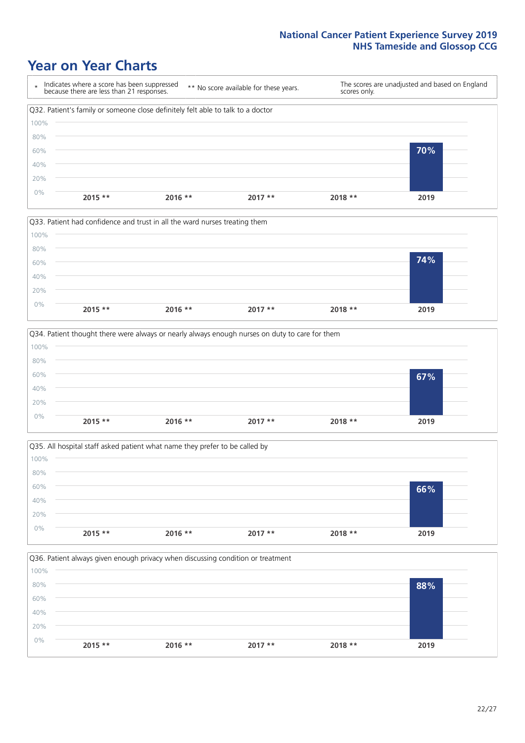## Year on Year Charts

| * Indicates where a score has been suppressed because there are less than 21 responses. | ** No score available for these years. | The scores are unadjusted and based on England scores only. |
|---|---|---|

### Q32. Patient's family or someone close definitely felt able to talk to a doctor

| 2015 ** | 2016 ** | 2017 ** | 2018 ** | 2019 |
|---|---|---|---|---|
| | | | | 70% |

### Q33. Patient had confidence and trust in all the ward nurses treating them

| 2015 ** | 2016 ** | 2017 ** | 2018 ** | 2019 |
|---|---|---|---|---|
| | | | | 74% |

### Q34. Patient thought there were always or nearly always enough nurses on duty to care for them

| 2015 ** | 2016 ** | 2017 ** | 2018 ** | 2019 |
|---|---|---|---|---|
| | | | | 67% |

### Q35. All hospital staff asked patient what name they prefer to be called by

| 2015 ** | 2016 ** | 2017 ** | 2018 ** | 2019 |
|---|---|---|---|---|
| | | | | 66% |

### Q36. Patient always given enough privacy when discussing condition or treatment

| 2015 ** | 2016 ** | 2017 ** | 2018 ** | 2019 |
|---|---|---|---|---|
| | | | | 88% |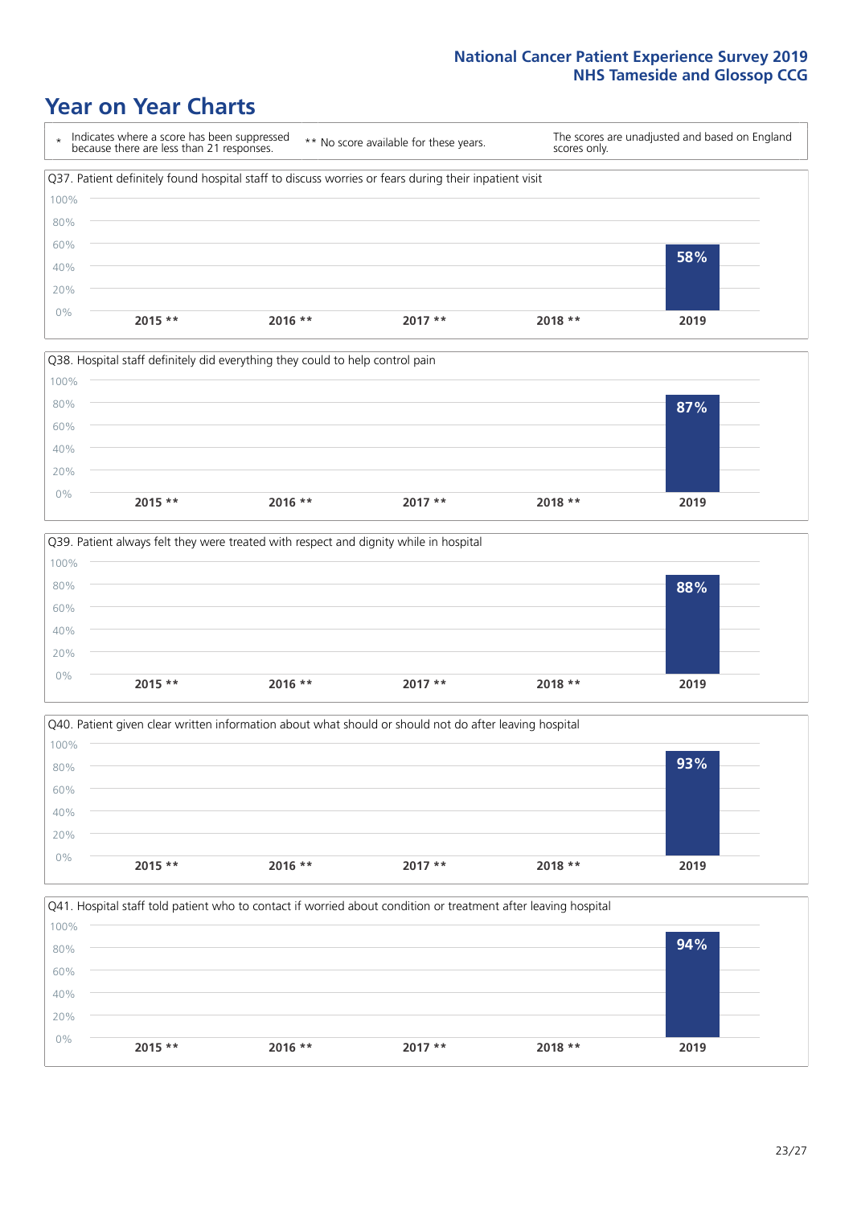# Year on Year Charts

\* Indicates where a score has been suppressed because there are less than 21 responses.

\*\* No score available for these years.

The scores are unadjusted and based on England scores only.

Q37. Patient definitely found hospital staff to discuss worries or fears during their inpatient visit

| 2015 ** | 2016 ** | 2017 ** | 2018 ** | 2019 |
|---|---|---|---|---|
| | | | | 58% |

Q38. Hospital staff definitely did everything they could to help control pain

| 2015 ** | 2016 ** | 2017 ** | 2018 ** | 2019 |
|---|---|---|---|---|
| | | | | 87% |

Q39. Patient always felt they were treated with respect and dignity while in hospital

| 2015 ** | 2016 ** | 2017 ** | 2018 ** | 2019 |
|---|---|---|---|---|
| | | | | 88% |

Q40. Patient given clear written information about what should or should not do after leaving hospital

| 2015 ** | 2016 ** | 2017 ** | 2018 ** | 2019 |
|---|---|---|---|---|
| | | | | 93% |

Q41. Hospital staff told patient who to contact if worried about condition or treatment after leaving hospital

| 2015 ** | 2016 ** | 2017 ** | 2018 ** | 2019 |
|---|---|---|---|---|
| | | | | 94% |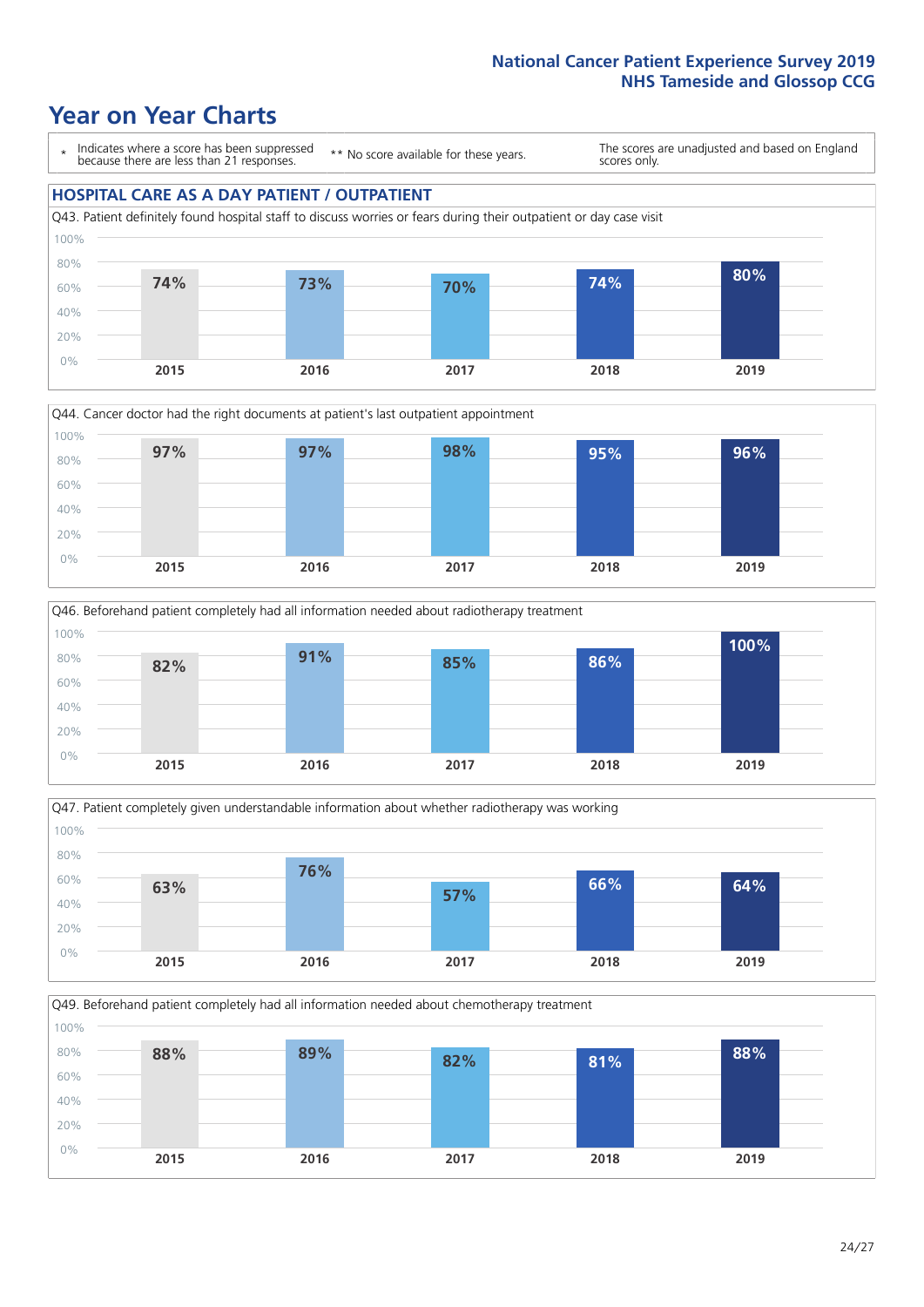National Cancer Patient Experience Survey 2019
NHS Tameside and Glossop CCG

# Year on Year Charts

\* Indicates where a score has been suppressed because there are less than 21 responses.

\*\* No score available for these years.

The scores are unadjusted and based on England scores only.

## HOSPITAL CARE AS A DAY PATIENT / OUTPATIENT

Q43. Patient definitely found hospital staff to discuss worries or fears during their outpatient or day case visit

| 2015 | 2016 | 2017 | 2018 | 2019 |
|---|---|---|---|---|
| 74% | 73% | 70% | 74% | 80% |

Q44. Cancer doctor had the right documents at patient's last outpatient appointment

| 2015 | 2016 | 2017 | 2018 | 2019 |
|---|---|---|---|---|
| 97% | 97% | 98% | 95% | 96% |

Q46. Beforehand patient completely had all information needed about radiotherapy treatment

| 2015 | 2016 | 2017 | 2018 | 2019 |
|---|---|---|---|---|
| 82% | 91% | 85% | 86% | 100% |

Q47. Patient completely given understandable information about whether radiotherapy was working

| 2015 | 2016 | 2017 | 2018 | 2019 |
|---|---|---|---|---|
| 63% | 76% | 57% | 66% | 64% |

Q49. Beforehand patient completely had all information needed about chemotherapy treatment

| 2015 | 2016 | 2017 | 2018 | 2019 |
|---|---|---|---|---|
| 88% | 89% | 82% | 81% | 88% |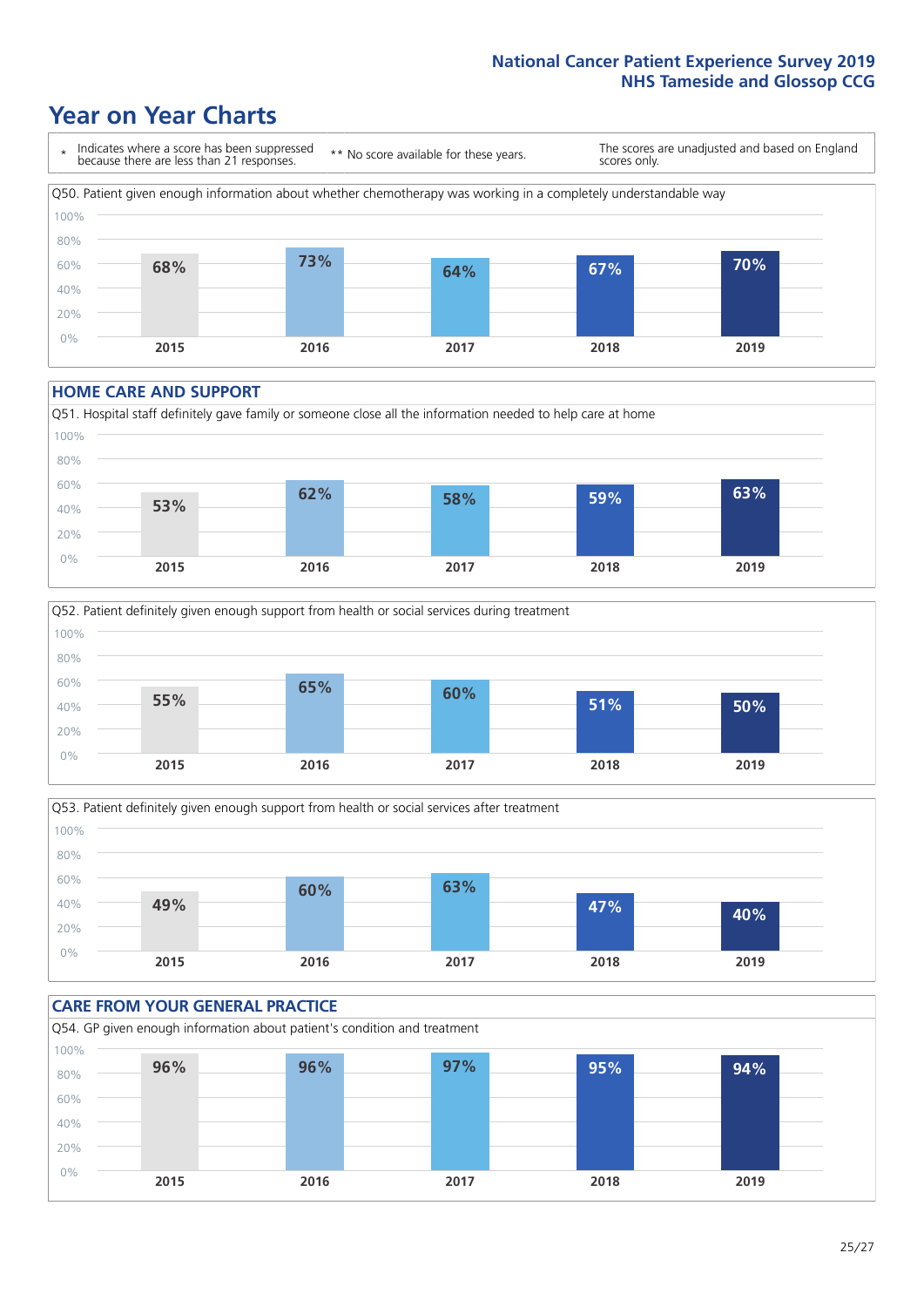# Year on Year Charts

\* Indicates where a score has been suppressed because there are less than 21 responses.

\*\* No score available for these years.

The scores are unadjusted and based on England scores only.

Q50. Patient given enough information about whether chemotherapy was working in a completely understandable way

| 2015 | 2016 | 2017 | 2018 | 2019 |
|---|---|---|---|---|
| 68% | 73% | 64% | 67% | 70% |

## HOME CARE AND SUPPORT

Q51. Hospital staff definitely gave family or someone close all the information needed to help care at home

| 2015 | 2016 | 2017 | 2018 | 2019 |
|---|---|---|---|---|
| 53% | 62% | 58% | 59% | 63% |

Q52. Patient definitely given enough support from health or social services during treatment

| 2015 | 2016 | 2017 | 2018 | 2019 |
|---|---|---|---|---|
| 55% | 65% | 60% | 51% | 50% |

Q53. Patient definitely given enough support from health or social services after treatment

| 2015 | 2016 | 2017 | 2018 | 2019 |
|---|---|---|---|---|
| 49% | 60% | 63% | 47% | 40% |

## CARE FROM YOUR GENERAL PRACTICE

Q54. GP given enough information about patient's condition and treatment

| 2015 | 2016 | 2017 | 2018 | 2019 |
|---|---|---|---|---|
| 96% | 96% | 97% | 95% | 94% |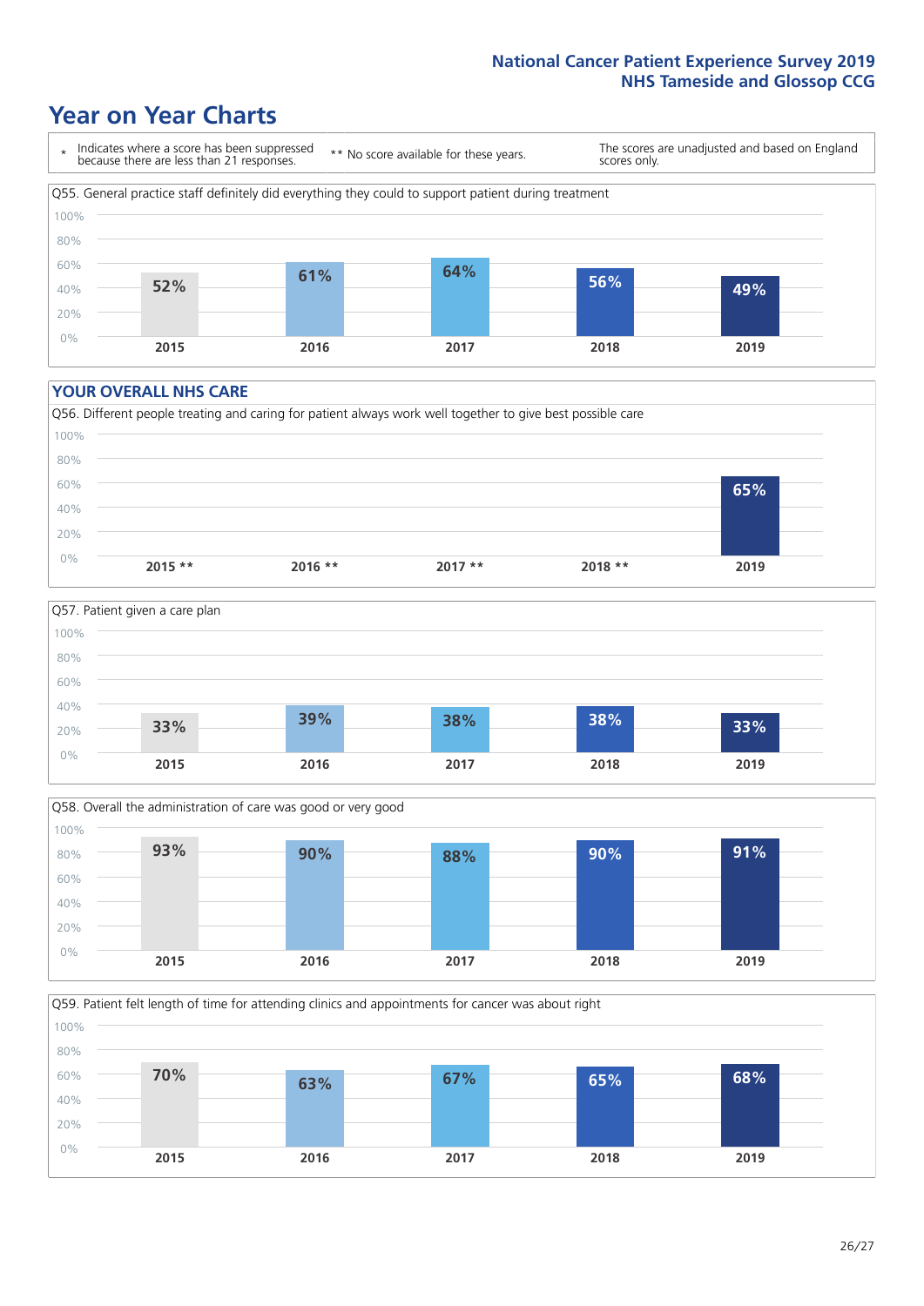# Year on Year Charts

\* Indicates where a score has been suppressed because there are less than 21 responses.

\*\* No score available for these years.

The scores are unadjusted and based on England scores only.

Q55. General practice staff definitely did everything they could to support patient during treatment

| 2015 | 2016 | 2017 | 2018 | 2019 |
|---|---|---|---|---|
| 52% | 61% | 64% | 56% | 49% |

## YOUR OVERALL NHS CARE

Q56. Different people treating and caring for patient always work well together to give best possible care

| 2015 ** | 2016 ** | 2017 ** | 2018 ** | 2019 |
|---|---|---|---|---|
| | | | | 65% |

Q57. Patient given a care plan

| 2015 | 2016 | 2017 | 2018 | 2019 |
|---|---|---|---|---|
| 33% | 39% | 38% | 38% | 33% |

Q58. Overall the administration of care was good or very good

| 2015 | 2016 | 2017 | 2018 | 2019 |
|---|---|---|---|---|
| 93% | 90% | 88% | 90% | 91% |

Q59. Patient felt length of time for attending clinics and appointments for cancer was about right

| 2015 | 2016 | 2017 | 2018 | 2019 |
|---|---|---|---|---|
| 70% | 63% | 67% | 65% | 68% |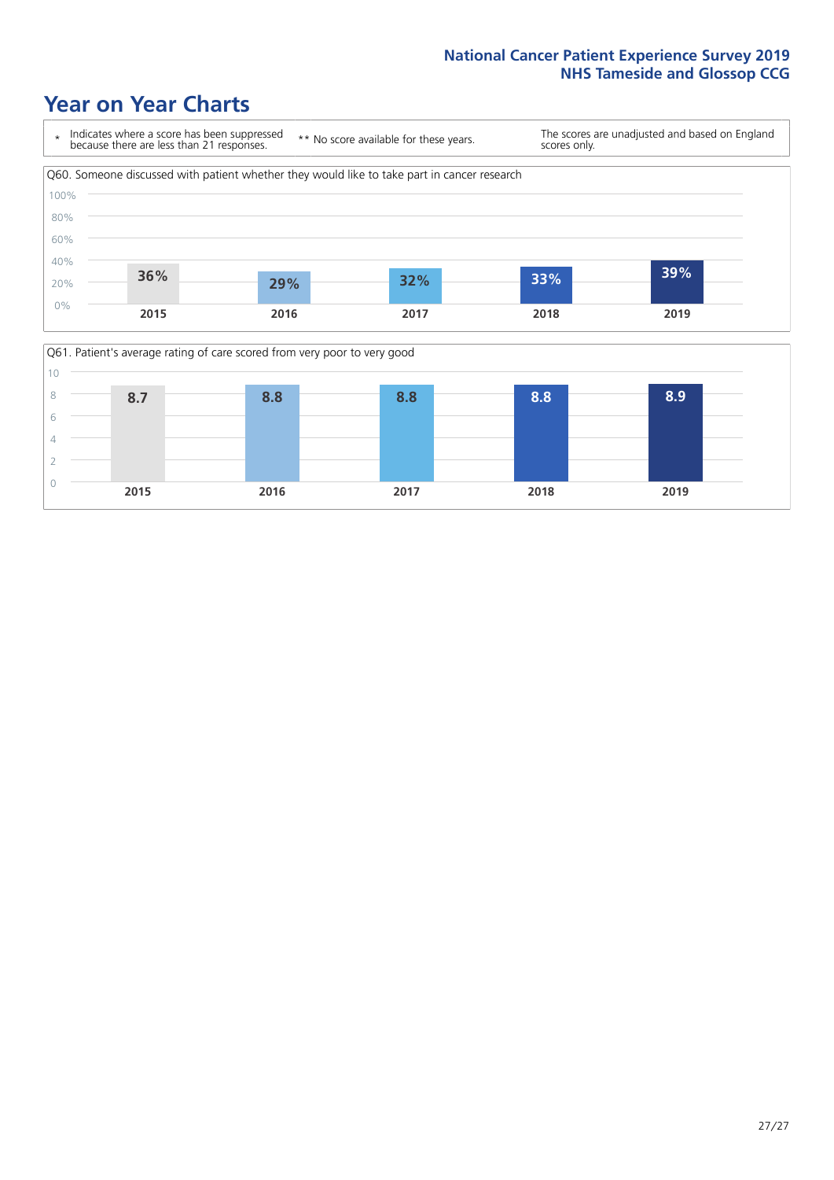# Year on Year Charts

\* Indicates where a score has been suppressed because there are less than 21 responses.

** No score available for these years.

The scores are unadjusted and based on England scores only.

Q60. Someone discussed with patient whether they would like to take part in cancer research

100%
80%
60%
40%
20%
0%

36% 29% 32% 33% 39%

2015 2016 2017 2018 2019

Q61. Patient's average rating of care scored from very poor to very good

10
8
6
4
2
0

8.7 8.8 8.8 8.8 8.9

2015 2016 2017 2018 2019